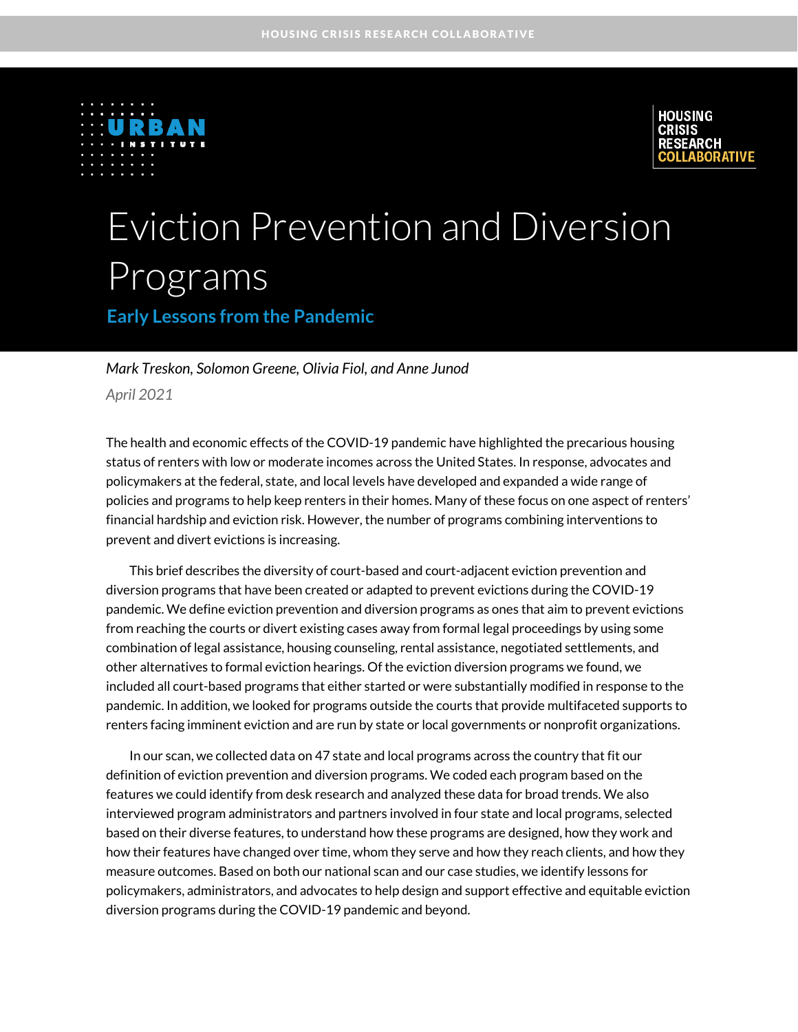# Eviction Prevention and Diversion Programs

## Early Lessons from the Pandemic

*Mark Treskon, Solomon Greene, Olivia Fiol, and Anne Junod*

*April 2021*

The health and economic effects of the COVID-19 pandemic have highlighted the precarious housing status of renters with low or moderate incomes across the United States. In response, advocates and policymakers at the federal, state, and local levels have developed and expanded a wide range of policies and programs to help keep renters in their homes. Many of these focus on one aspect of renters' financial hardship and eviction risk. However, the number of programs combining interventions to prevent and divert evictions is increasing.

This brief describes the diversity of court-based and court-adjacent eviction prevention and diversion programs that have been created or adapted to prevent evictions during the COVID-19 pandemic. We define eviction prevention and diversion programs as ones that aim to prevent evictions from reaching the courts or divert existing cases away from formal legal proceedings by using some combination of legal assistance, housing counseling, rental assistance, negotiated settlements, and other alternatives to formal eviction hearings. Of the eviction diversion programs we found, we included all court-based programs that either started or were substantially modified in response to the pandemic. In addition, we looked for programs outside the courts that provide multifaceted supports to renters facing imminent eviction and are run by state or local governments or nonprofit organizations.

In our scan, we collected data on 47 state and local programs across the country that fit our definition of eviction prevention and diversion programs. We coded each program based on the features we could identify from desk research and analyzed these data for broad trends. We also interviewed program administrators and partners involved in four state and local programs, selected based on their diverse features, to understand how these programs are designed, how they work and how their features have changed over time, whom they serve and how they reach clients, and how they measure outcomes. Based on both our national scan and our case studies, we identify lessons for policymakers, administrators, and advocates to help design and support effective and equitable eviction diversion programs during the COVID-19 pandemic and beyond.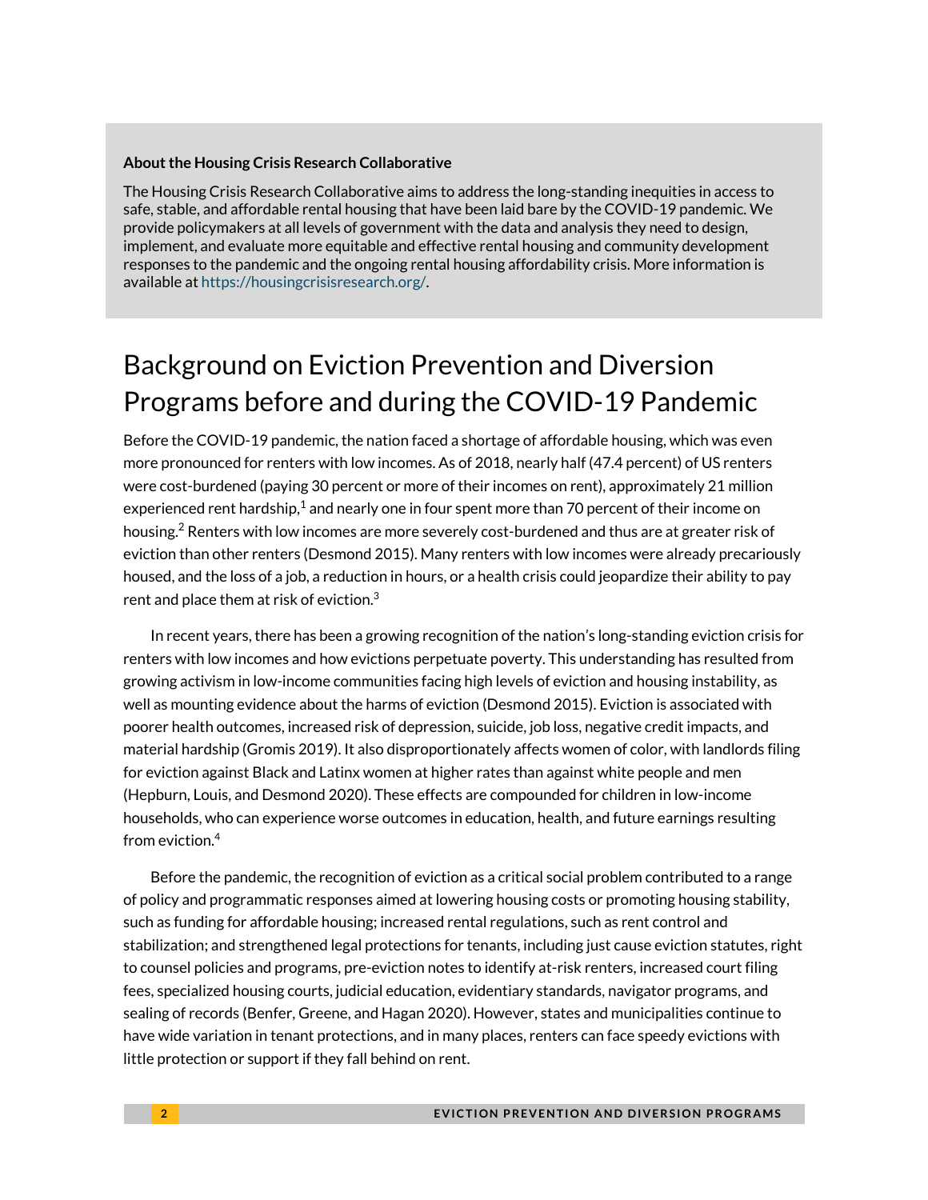**About the Housing Crisis Research Collaborative**

The Housing Crisis Research Collaborative aims to address the long-standing inequities in access to safe, stable, and affordable rental housing that have been laid bare by the COVID-19 pandemic. We provide policymakers at all levels of government with the data and analysis they need to design, implement, and evaluate more equitable and effective rental housing and community development responses to the pandemic and the ongoing rental housing affordability crisis. More information is available at https://housingcrisisresearch.org/.

# Background on Eviction Prevention and Diversion Programs before and during the COVID-19 Pandemic

Before the COVID-19 pandemic, the nation faced a shortage of affordable housing, which was even more pronounced for renters with low incomes. As of 2018, nearly half (47.4 percent) of US renters were cost-burdened (paying 30 percent or more of their incomes on rent), approximately 21 million experienced rent hardship,[1] and nearly one in four spent more than 70 percent of their income on housing.[2] Renters with low incomes are more severely cost-burdened and thus are at greater risk of eviction than other renters (Desmond 2015). Many renters with low incomes were already precariously housed, and the loss of a job, a reduction in hours, or a health crisis could jeopardize their ability to pay rent and place them at risk of eviction.[3]

In recent years, there has been a growing recognition of the nation's long-standing eviction crisis for renters with low incomes and how evictions perpetuate poverty. This understanding has resulted from growing activism in low-income communities facing high levels of eviction and housing instability, as well as mounting evidence about the harms of eviction (Desmond 2015). Eviction is associated with poorer health outcomes, increased risk of depression, suicide, job loss, negative credit impacts, and material hardship (Gromis 2019). It also disproportionately affects women of color, with landlords filing for eviction against Black and Latinx women at higher rates than against white people and men (Hepburn, Louis, and Desmond 2020). These effects are compounded for children in low-income households, who can experience worse outcomes in education, health, and future earnings resulting from eviction.[4]

Before the pandemic, the recognition of eviction as a critical social problem contributed to a range of policy and programmatic responses aimed at lowering housing costs or promoting housing stability, such as funding for affordable housing; increased rental regulations, such as rent control and stabilization; and strengthened legal protections for tenants, including just cause eviction statutes, right to counsel policies and programs, pre-eviction notes to identify at-risk renters, increased court filing fees, specialized housing courts, judicial education, evidentiary standards, navigator programs, and sealing of records (Benfer, Greene, and Hagan 2020). However, states and municipalities continue to have wide variation in tenant protections, and in many places, renters can face speedy evictions with little protection or support if they fall behind on rent.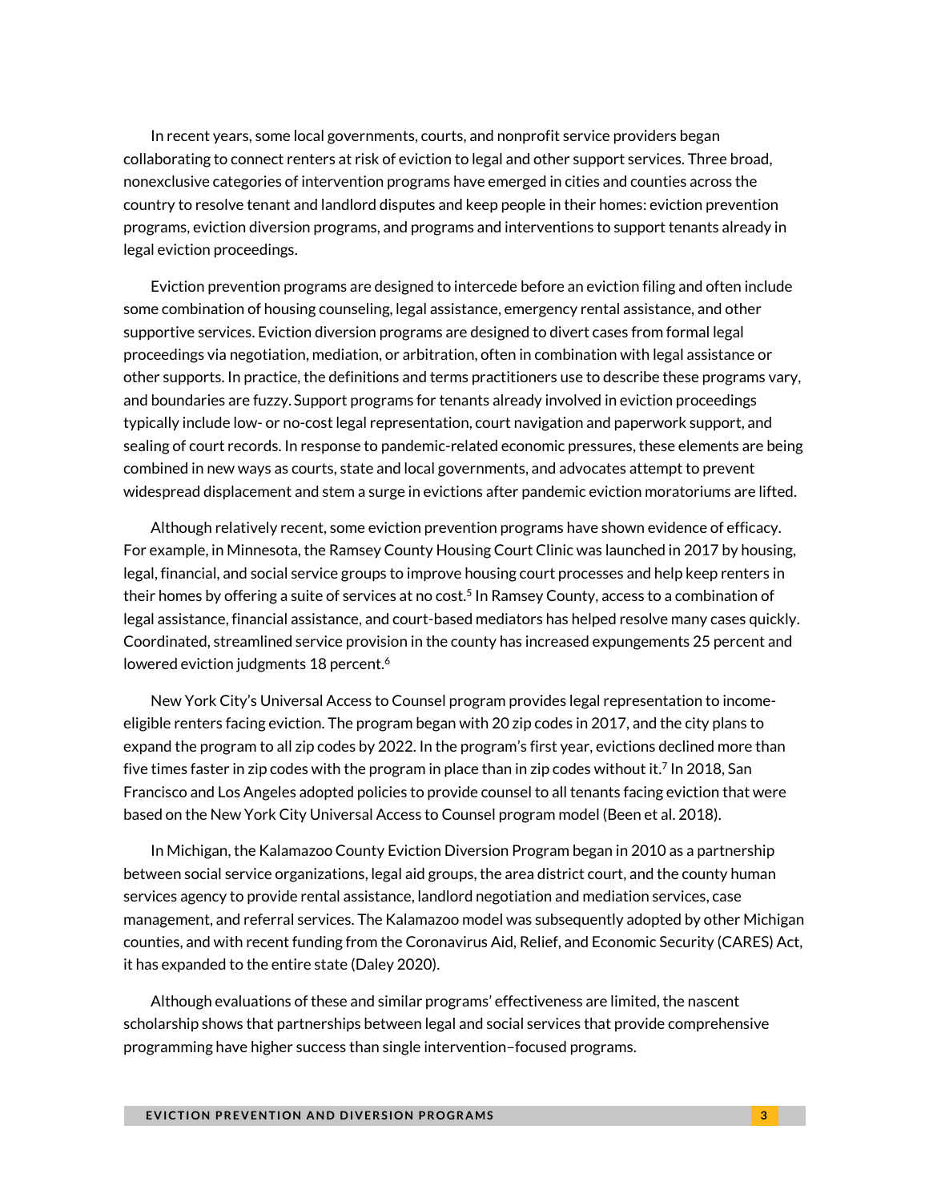In recent years, some local governments, courts, and nonprofit service providers began collaborating to connect renters at risk of eviction to legal and other support services. Three broad, nonexclusive categories of intervention programs have emerged in cities and counties across the country to resolve tenant and landlord disputes and keep people in their homes: eviction prevention programs, eviction diversion programs, and programs and interventions to support tenants already in legal eviction proceedings.

Eviction prevention programs are designed to intercede before an eviction filing and often include some combination of housing counseling, legal assistance, emergency rental assistance, and other supportive services. Eviction diversion programs are designed to divert cases from formal legal proceedings via negotiation, mediation, or arbitration, often in combination with legal assistance or other supports. In practice, the definitions and terms practitioners use to describe these programs vary, and boundaries are fuzzy. Support programs for tenants already involved in eviction proceedings typically include low- or no-cost legal representation, court navigation and paperwork support, and sealing of court records. In response to pandemic-related economic pressures, these elements are being combined in new ways as courts, state and local governments, and advocates attempt to prevent widespread displacement and stem a surge in evictions after pandemic eviction moratoriums are lifted.

Although relatively recent, some eviction prevention programs have shown evidence of efficacy. For example, in Minnesota, the Ramsey County Housing Court Clinic was launched in 2017 by housing, legal, financial, and social service groups to improve housing court processes and help keep renters in their homes by offering a suite of services at no cost.[5] In Ramsey County, access to a combination of legal assistance, financial assistance, and court-based mediators has helped resolve many cases quickly. Coordinated, streamlined service provision in the county has increased expungements 25 percent and lowered eviction judgments 18 percent.[6]

New York City's Universal Access to Counsel program provides legal representation to income-eligible renters facing eviction. The program began with 20 zip codes in 2017, and the city plans to expand the program to all zip codes by 2022. In the program's first year, evictions declined more than five times faster in zip codes with the program in place than in zip codes without it.[7] In 2018, San Francisco and Los Angeles adopted policies to provide counsel to all tenants facing eviction that were based on the New York City Universal Access to Counsel program model (Been et al. 2018).

In Michigan, the Kalamazoo County Eviction Diversion Program began in 2010 as a partnership between social service organizations, legal aid groups, the area district court, and the county human services agency to provide rental assistance, landlord negotiation and mediation services, case management, and referral services. The Kalamazoo model was subsequently adopted by other Michigan counties, and with recent funding from the Coronavirus Aid, Relief, and Economic Security (CARES) Act, it has expanded to the entire state (Daley 2020).

Although evaluations of these and similar programs' effectiveness are limited, the nascent scholarship shows that partnerships between legal and social services that provide comprehensive programming have higher success than single intervention–focused programs.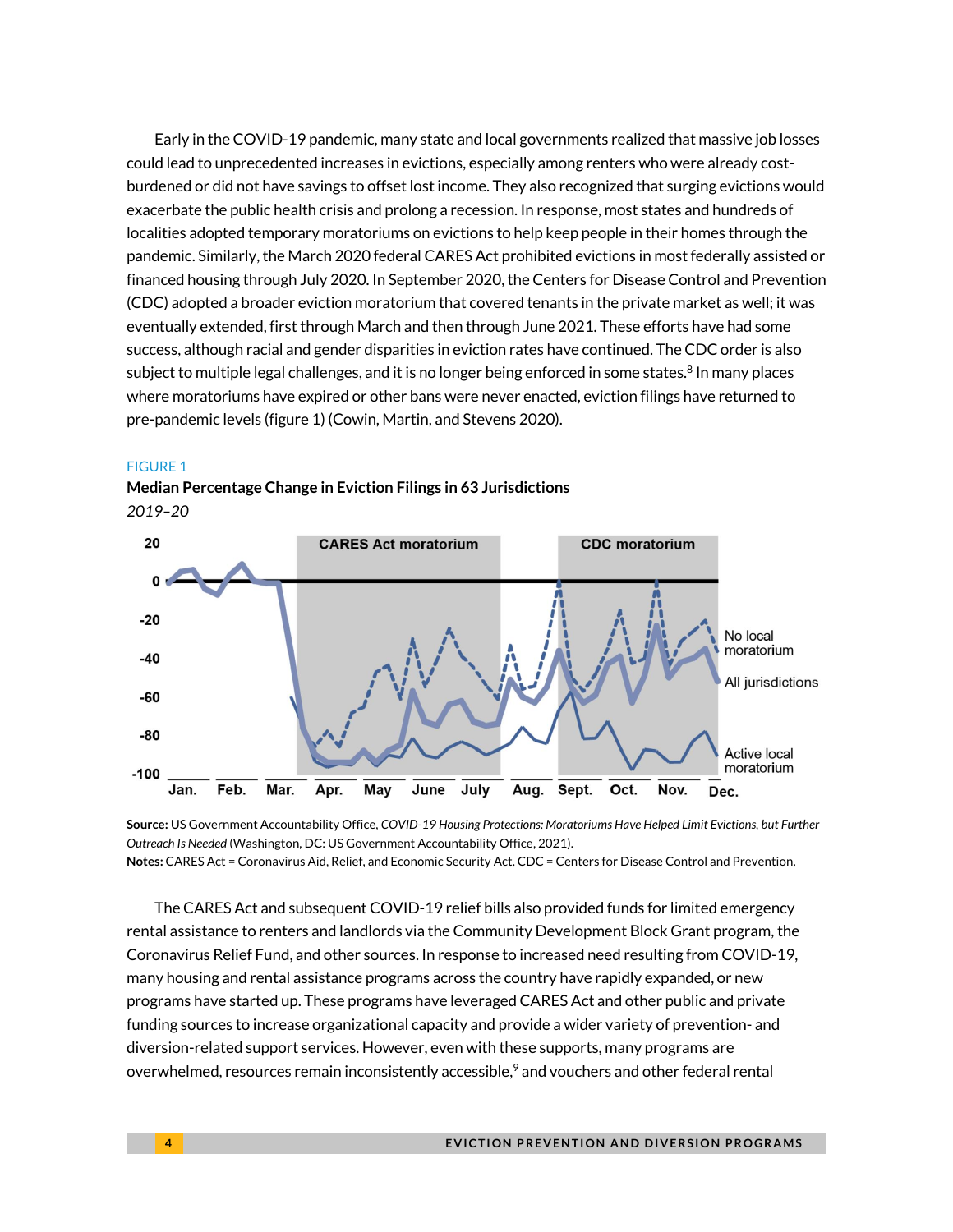Early in the COVID-19 pandemic, many state and local governments realized that massive job losses could lead to unprecedented increases in evictions, especially among renters who were already cost-burdened or did not have savings to offset lost income. They also recognized that surging evictions would exacerbate the public health crisis and prolong a recession. In response, most states and hundreds of localities adopted temporary moratoriums on evictions to help keep people in their homes through the pandemic. Similarly, the March 2020 federal CARES Act prohibited evictions in most federally assisted or financed housing through July 2020. In September 2020, the Centers for Disease Control and Prevention (CDC) adopted a broader eviction moratorium that covered tenants in the private market as well; it was eventually extended, first through March and then through June 2021. These efforts have had some success, although racial and gender disparities in eviction rates have continued. The CDC order is also subject to multiple legal challenges, and it is no longer being enforced in some states.[8] In many places where moratoriums have expired or other bans were never enacted, eviction filings have returned to pre-pandemic levels (figure 1) (Cowin, Martin, and Stevens 2020).

FIGURE 1

**Median Percentage Change in Eviction Filings in 63 Jurisdictions**

*2019–20*

**Source:** US Government Accountability Office, *COVID-19 Housing Protections: Moratoriums Have Helped Limit Evictions, but Further Outreach Is Needed* (Washington, DC: US Government Accountability Office, 2021).

**Notes:** CARES Act = Coronavirus Aid, Relief, and Economic Security Act. CDC = Centers for Disease Control and Prevention.

The CARES Act and subsequent COVID-19 relief bills also provided funds for limited emergency rental assistance to renters and landlords via the Community Development Block Grant program, the Coronavirus Relief Fund, and other sources. In response to increased need resulting from COVID-19, many housing and rental assistance programs across the country have rapidly expanded, or new programs have started up. These programs have leveraged CARES Act and other public and private funding sources to increase organizational capacity and provide a wider variety of prevention- and diversion-related support services. However, even with these supports, many programs are overwhelmed, resources remain inconsistently accessible,[9] and vouchers and other federal rental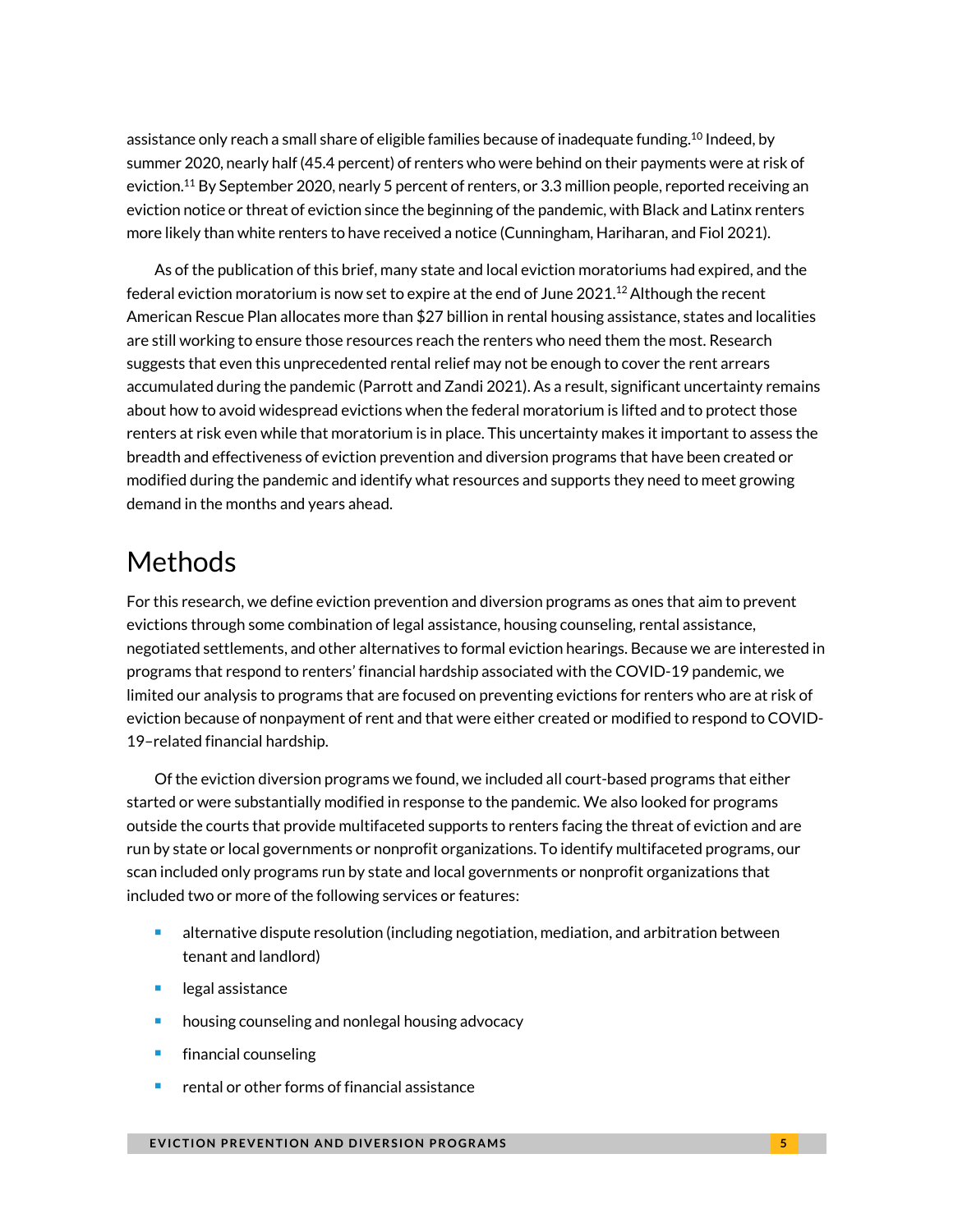assistance only reach a small share of eligible families because of inadequate funding.[10] Indeed, by summer 2020, nearly half (45.4 percent) of renters who were behind on their payments were at risk of eviction.[11] By September 2020, nearly 5 percent of renters, or 3.3 million people, reported receiving an eviction notice or threat of eviction since the beginning of the pandemic, with Black and Latinx renters more likely than white renters to have received a notice (Cunningham, Hariharan, and Fiol 2021).

As of the publication of this brief, many state and local eviction moratoriums had expired, and the federal eviction moratorium is now set to expire at the end of June 2021.[12] Although the recent American Rescue Plan allocates more than $27 billion in rental housing assistance, states and localities are still working to ensure those resources reach the renters who need them the most. Research suggests that even this unprecedented rental relief may not be enough to cover the rent arrears accumulated during the pandemic (Parrott and Zandi 2021). As a result, significant uncertainty remains about how to avoid widespread evictions when the federal moratorium is lifted and to protect those renters at risk even while that moratorium is in place. This uncertainty makes it important to assess the breadth and effectiveness of eviction prevention and diversion programs that have been created or modified during the pandemic and identify what resources and supports they need to meet growing demand in the months and years ahead.

# Methods

For this research, we define eviction prevention and diversion programs as ones that aim to prevent evictions through some combination of legal assistance, housing counseling, rental assistance, negotiated settlements, and other alternatives to formal eviction hearings. Because we are interested in programs that respond to renters' financial hardship associated with the COVID-19 pandemic, we limited our analysis to programs that are focused on preventing evictions for renters who are at risk of eviction because of nonpayment of rent and that were either created or modified to respond to COVID-19–related financial hardship.

Of the eviction diversion programs we found, we included all court-based programs that either started or were substantially modified in response to the pandemic. We also looked for programs outside the courts that provide multifaceted supports to renters facing the threat of eviction and are run by state or local governments or nonprofit organizations. To identify multifaceted programs, our scan included only programs run by state and local governments or nonprofit organizations that included two or more of the following services or features:

- alternative dispute resolution (including negotiation, mediation, and arbitration between tenant and landlord)
- legal assistance
- housing counseling and nonlegal housing advocacy
- financial counseling
- rental or other forms of financial assistance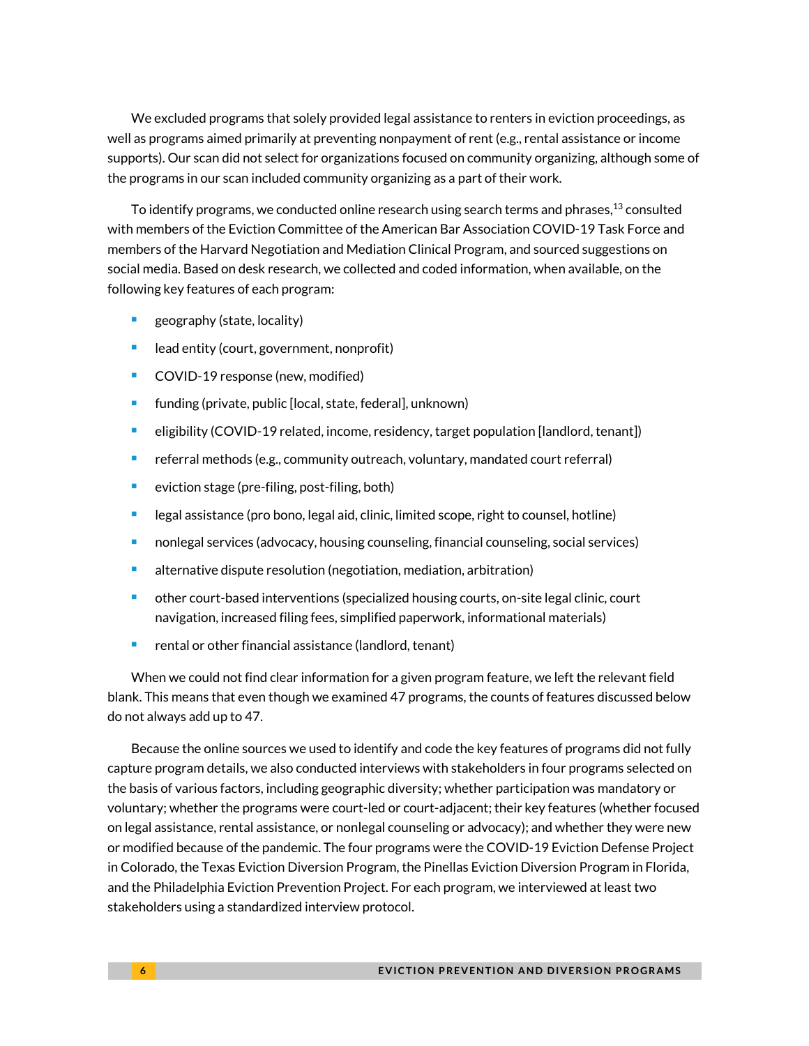We excluded programs that solely provided legal assistance to renters in eviction proceedings, as well as programs aimed primarily at preventing nonpayment of rent (e.g., rental assistance or income supports). Our scan did not select for organizations focused on community organizing, although some of the programs in our scan included community organizing as a part of their work.

To identify programs, we conducted online research using search terms and phrases,[13] consulted with members of the Eviction Committee of the American Bar Association COVID-19 Task Force and members of the Harvard Negotiation and Mediation Clinical Program, and sourced suggestions on social media. Based on desk research, we collected and coded information, when available, on the following key features of each program:

- geography (state, locality)
- lead entity (court, government, nonprofit)
- COVID-19 response (new, modified)
- funding (private, public [local, state, federal], unknown)
- eligibility (COVID-19 related, income, residency, target population [landlord, tenant])
- referral methods (e.g., community outreach, voluntary, mandated court referral)
- eviction stage (pre-filing, post-filing, both)
- legal assistance (pro bono, legal aid, clinic, limited scope, right to counsel, hotline)
- nonlegal services (advocacy, housing counseling, financial counseling, social services)
- alternative dispute resolution (negotiation, mediation, arbitration)
- other court-based interventions (specialized housing courts, on-site legal clinic, court navigation, increased filing fees, simplified paperwork, informational materials)
- rental or other financial assistance (landlord, tenant)

When we could not find clear information for a given program feature, we left the relevant field blank. This means that even though we examined 47 programs, the counts of features discussed below do not always add up to 47.

Because the online sources we used to identify and code the key features of programs did not fully capture program details, we also conducted interviews with stakeholders in four programs selected on the basis of various factors, including geographic diversity; whether participation was mandatory or voluntary; whether the programs were court-led or court-adjacent; their key features (whether focused on legal assistance, rental assistance, or nonlegal counseling or advocacy); and whether they were new or modified because of the pandemic. The four programs were the COVID-19 Eviction Defense Project in Colorado, the Texas Eviction Diversion Program, the Pinellas Eviction Diversion Program in Florida, and the Philadelphia Eviction Prevention Project. For each program, we interviewed at least two stakeholders using a standardized interview protocol.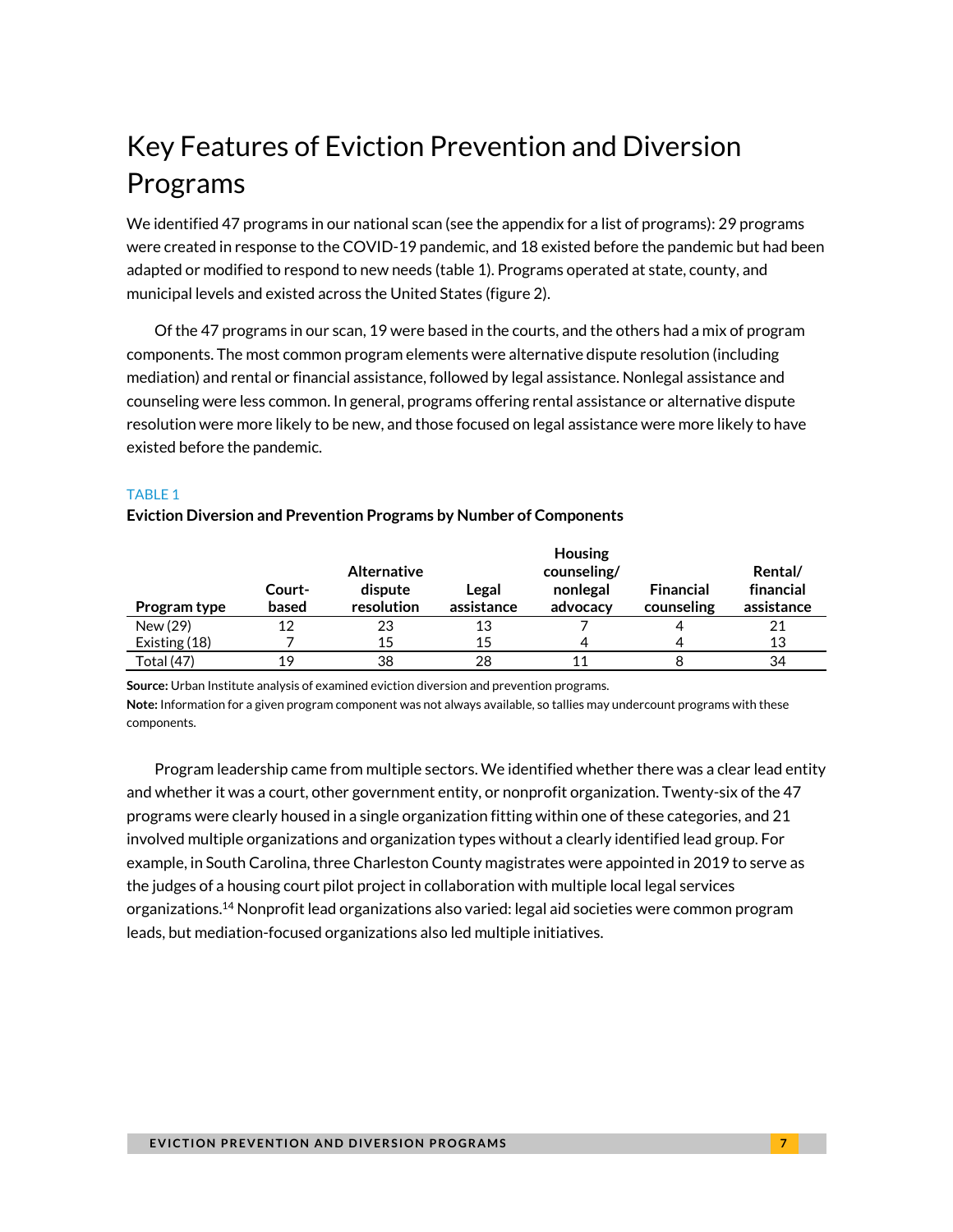# Key Features of Eviction Prevention and Diversion Programs

We identified 47 programs in our national scan (see the appendix for a list of programs): 29 programs were created in response to the COVID-19 pandemic, and 18 existed before the pandemic but had been adapted or modified to respond to new needs (table 1). Programs operated at state, county, and municipal levels and existed across the United States (figure 2).

Of the 47 programs in our scan, 19 were based in the courts, and the others had a mix of program components. The most common program elements were alternative dispute resolution (including mediation) and rental or financial assistance, followed by legal assistance. Nonlegal assistance and counseling were less common. In general, programs offering rental assistance or alternative dispute resolution were more likely to be new, and those focused on legal assistance were more likely to have existed before the pandemic.

TABLE 1

**Eviction Diversion and Prevention Programs by Number of Components**

| Program type | Court-based | Alternative dispute resolution | Legal assistance | Housing counseling/ nonlegal advocacy | Financial counseling | Rental/ financial assistance |
|---|---|---|---|---|---|---|
| New (29) | 12 | 23 | 13 | 7 | 4 | 21 |
| Existing (18) | 7 | 15 | 15 | 4 | 4 | 13 |
| Total (47) | 19 | 38 | 28 | 11 | 8 | 34 |

**Source:** Urban Institute analysis of examined eviction diversion and prevention programs.

**Note:** Information for a given program component was not always available, so tallies may undercount programs with these components.

Program leadership came from multiple sectors. We identified whether there was a clear lead entity and whether it was a court, other government entity, or nonprofit organization. Twenty-six of the 47 programs were clearly housed in a single organization fitting within one of these categories, and 21 involved multiple organizations and organization types without a clearly identified lead group. For example, in South Carolina, three Charleston County magistrates were appointed in 2019 to serve as the judges of a housing court pilot project in collaboration with multiple local legal services organizations.[14] Nonprofit lead organizations also varied: legal aid societies were common program leads, but mediation-focused organizations also led multiple initiatives.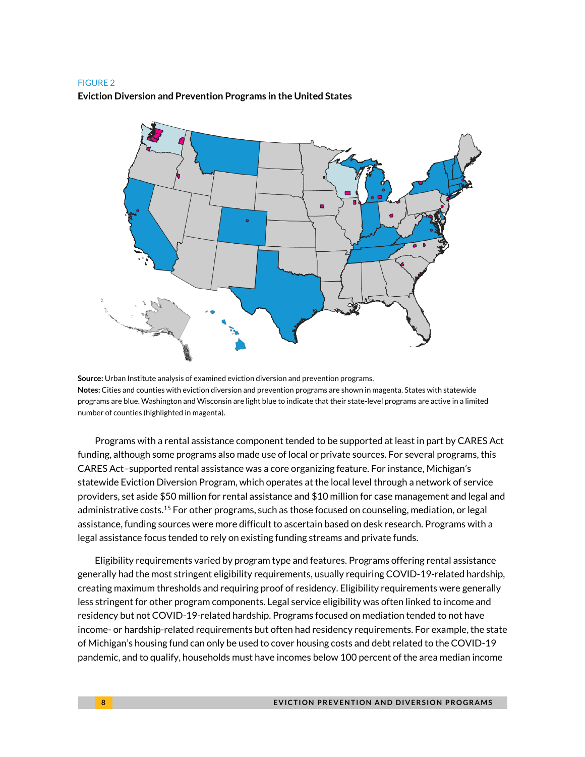FIGURE 2

**Eviction Diversion and Prevention Programs in the United States**

**Source:** Urban Institute analysis of examined eviction diversion and prevention programs.
**Notes:** Cities and counties with eviction diversion and prevention programs are shown in magenta. States with statewide programs are blue. Washington and Wisconsin are light blue to indicate that their state-level programs are active in a limited number of counties (highlighted in magenta).

Programs with a rental assistance component tended to be supported at least in part by CARES Act funding, although some programs also made use of local or private sources. For several programs, this CARES Act–supported rental assistance was a core organizing feature. For instance, Michigan's statewide Eviction Diversion Program, which operates at the local level through a network of service providers, set aside $50 million for rental assistance and $10 million for case management and legal and administrative costs.[15] For other programs, such as those focused on counseling, mediation, or legal assistance, funding sources were more difficult to ascertain based on desk research. Programs with a legal assistance focus tended to rely on existing funding streams and private funds.

Eligibility requirements varied by program type and features. Programs offering rental assistance generally had the most stringent eligibility requirements, usually requiring COVID-19-related hardship, creating maximum thresholds and requiring proof of residency. Eligibility requirements were generally less stringent for other program components. Legal service eligibility was often linked to income and residency but not COVID-19-related hardship. Programs focused on mediation tended to not have income- or hardship-related requirements but often had residency requirements. For example, the state of Michigan's housing fund can only be used to cover housing costs and debt related to the COVID-19 pandemic, and to qualify, households must have incomes below 100 percent of the area median income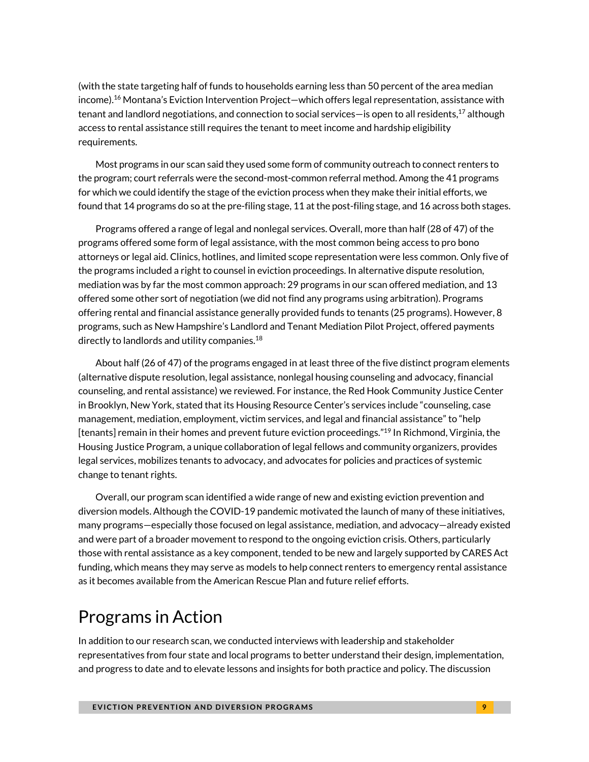(with the state targeting half of funds to households earning less than 50 percent of the area median income).[16] Montana's Eviction Intervention Project—which offers legal representation, assistance with tenant and landlord negotiations, and connection to social services—is open to all residents,[17] although access to rental assistance still requires the tenant to meet income and hardship eligibility requirements.

Most programs in our scan said they used some form of community outreach to connect renters to the program; court referrals were the second-most-common referral method. Among the 41 programs for which we could identify the stage of the eviction process when they make their initial efforts, we found that 14 programs do so at the pre-filing stage, 11 at the post-filing stage, and 16 across both stages.

Programs offered a range of legal and nonlegal services. Overall, more than half (28 of 47) of the programs offered some form of legal assistance, with the most common being access to pro bono attorneys or legal aid. Clinics, hotlines, and limited scope representation were less common. Only five of the programs included a right to counsel in eviction proceedings. In alternative dispute resolution, mediation was by far the most common approach: 29 programs in our scan offered mediation, and 13 offered some other sort of negotiation (we did not find any programs using arbitration). Programs offering rental and financial assistance generally provided funds to tenants (25 programs). However, 8 programs, such as New Hampshire's Landlord and Tenant Mediation Pilot Project, offered payments directly to landlords and utility companies.[18]

About half (26 of 47) of the programs engaged in at least three of the five distinct program elements (alternative dispute resolution, legal assistance, nonlegal housing counseling and advocacy, financial counseling, and rental assistance) we reviewed. For instance, the Red Hook Community Justice Center in Brooklyn, New York, stated that its Housing Resource Center's services include "counseling, case management, mediation, employment, victim services, and legal and financial assistance" to "help [tenants] remain in their homes and prevent future eviction proceedings."[19] In Richmond, Virginia, the Housing Justice Program, a unique collaboration of legal fellows and community organizers, provides legal services, mobilizes tenants to advocacy, and advocates for policies and practices of systemic change to tenant rights.

Overall, our program scan identified a wide range of new and existing eviction prevention and diversion models. Although the COVID-19 pandemic motivated the launch of many of these initiatives, many programs—especially those focused on legal assistance, mediation, and advocacy—already existed and were part of a broader movement to respond to the ongoing eviction crisis. Others, particularly those with rental assistance as a key component, tended to be new and largely supported by CARES Act funding, which means they may serve as models to help connect renters to emergency rental assistance as it becomes available from the American Rescue Plan and future relief efforts.

# Programs in Action

In addition to our research scan, we conducted interviews with leadership and stakeholder representatives from four state and local programs to better understand their design, implementation, and progress to date and to elevate lessons and insights for both practice and policy. The discussion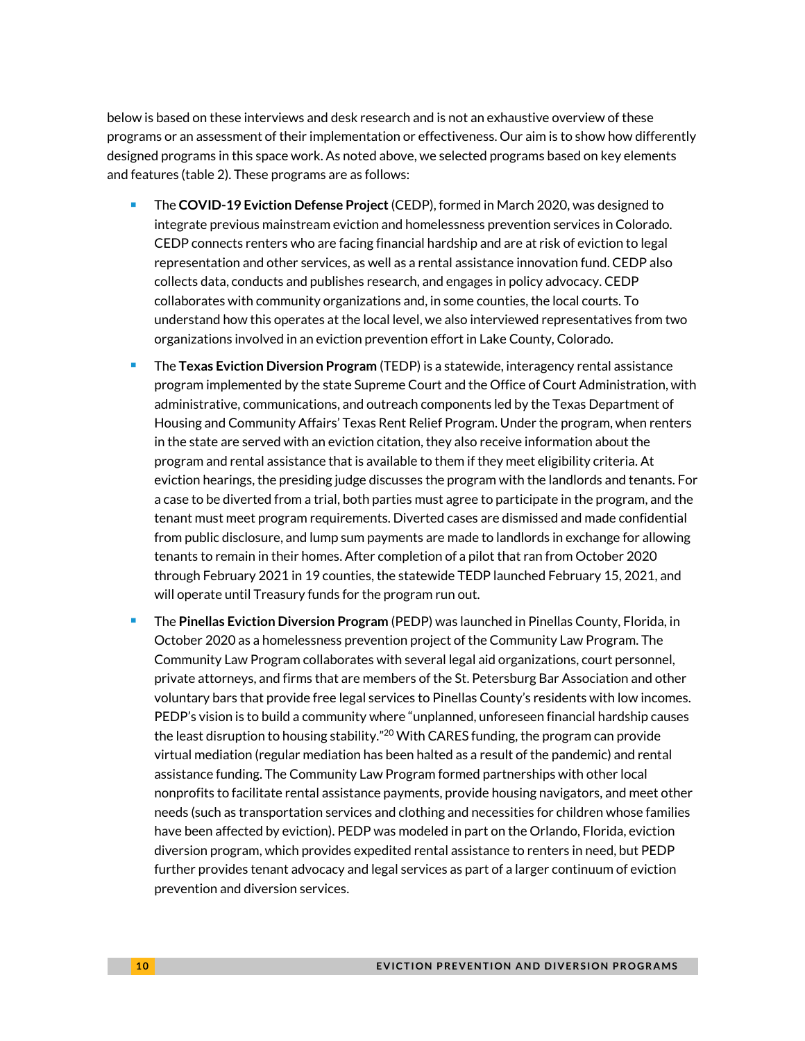below is based on these interviews and desk research and is not an exhaustive overview of these programs or an assessment of their implementation or effectiveness. Our aim is to show how differently designed programs in this space work. As noted above, we selected programs based on key elements and features (table 2). These programs are as follows:

- The **COVID-19 Eviction Defense Project** (CEDP), formed in March 2020, was designed to integrate previous mainstream eviction and homelessness prevention services in Colorado. CEDP connects renters who are facing financial hardship and are at risk of eviction to legal representation and other services, as well as a rental assistance innovation fund. CEDP also collects data, conducts and publishes research, and engages in policy advocacy. CEDP collaborates with community organizations and, in some counties, the local courts. To understand how this operates at the local level, we also interviewed representatives from two organizations involved in an eviction prevention effort in Lake County, Colorado.
- The **Texas Eviction Diversion Program** (TEDP) is a statewide, interagency rental assistance program implemented by the state Supreme Court and the Office of Court Administration, with administrative, communications, and outreach components led by the Texas Department of Housing and Community Affairs' Texas Rent Relief Program. Under the program, when renters in the state are served with an eviction citation, they also receive information about the program and rental assistance that is available to them if they meet eligibility criteria. At eviction hearings, the presiding judge discusses the program with the landlords and tenants. For a case to be diverted from a trial, both parties must agree to participate in the program, and the tenant must meet program requirements. Diverted cases are dismissed and made confidential from public disclosure, and lump sum payments are made to landlords in exchange for allowing tenants to remain in their homes. After completion of a pilot that ran from October 2020 through February 2021 in 19 counties, the statewide TEDP launched February 15, 2021, and will operate until Treasury funds for the program run out.
- The **Pinellas Eviction Diversion Program** (PEDP) was launched in Pinellas County, Florida, in October 2020 as a homelessness prevention project of the Community Law Program. The Community Law Program collaborates with several legal aid organizations, court personnel, private attorneys, and firms that are members of the St. Petersburg Bar Association and other voluntary bars that provide free legal services to Pinellas County's residents with low incomes. PEDP's vision is to build a community where "unplanned, unforeseen financial hardship causes the least disruption to housing stability."[20] With CARES funding, the program can provide virtual mediation (regular mediation has been halted as a result of the pandemic) and rental assistance funding. The Community Law Program formed partnerships with other local nonprofits to facilitate rental assistance payments, provide housing navigators, and meet other needs (such as transportation services and clothing and necessities for children whose families have been affected by eviction). PEDP was modeled in part on the Orlando, Florida, eviction diversion program, which provides expedited rental assistance to renters in need, but PEDP further provides tenant advocacy and legal services as part of a larger continuum of eviction prevention and diversion services.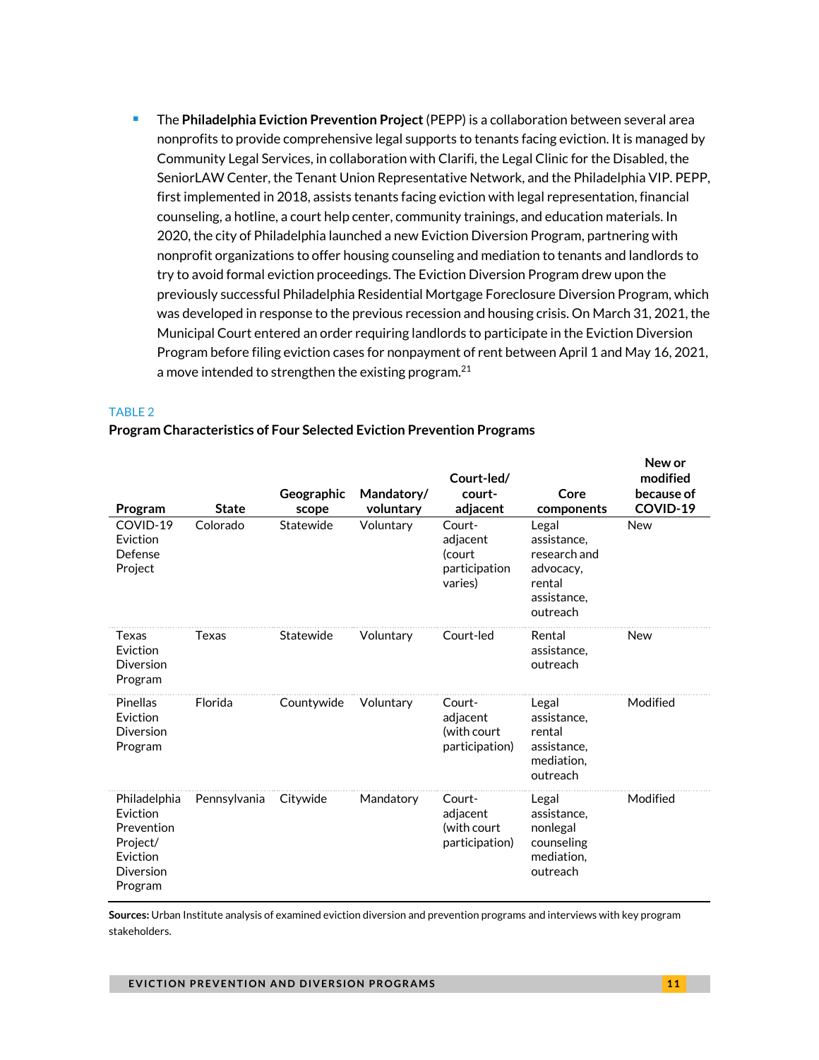- The **Philadelphia Eviction Prevention Project** (PEPP) is a collaboration between several area nonprofits to provide comprehensive legal supports to tenants facing eviction. It is managed by Community Legal Services, in collaboration with Clarifi, the Legal Clinic for the Disabled, the SeniorLAW Center, the Tenant Union Representative Network, and the Philadelphia VIP. PEPP, first implemented in 2018, assists tenants facing eviction with legal representation, financial counseling, a hotline, a court help center, community trainings, and education materials. In 2020, the city of Philadelphia launched a new Eviction Diversion Program, partnering with nonprofit organizations to offer housing counseling and mediation to tenants and landlords to try to avoid formal eviction proceedings. The Eviction Diversion Program drew upon the previously successful Philadelphia Residential Mortgage Foreclosure Diversion Program, which was developed in response to the previous recession and housing crisis. On March 31, 2021, the Municipal Court entered an order requiring landlords to participate in the Eviction Diversion Program before filing eviction cases for nonpayment of rent between April 1 and May 16, 2021, a move intended to strengthen the existing program.[21]

TABLE 2

**Program Characteristics of Four Selected Eviction Prevention Programs**

| Program | State | Geographic scope | Mandatory/ voluntary | Court-led/ court-adjacent | Core components | New or modified because of COVID-19 |
|---|---|---|---|---|---|---|
| COVID-19 Eviction Defense Project | Colorado | Statewide | Voluntary | Court-adjacent (court participation varies) | Legal assistance, research and advocacy, rental assistance, outreach | New |
| Texas Eviction Diversion Program | Texas | Statewide | Voluntary | Court-led | Rental assistance, outreach | New |
| Pinellas Eviction Diversion Program | Florida | Countywide | Voluntary | Court-adjacent (with court participation) | Legal assistance, rental assistance, mediation, outreach | Modified |
| Philadelphia Eviction Prevention Project/ Eviction Diversion Program | Pennsylvania | Citywide | Mandatory | Court-adjacent (with court participation) | Legal assistance, nonlegal counseling mediation, outreach | Modified |

**Sources:** Urban Institute analysis of examined eviction diversion and prevention programs and interviews with key program stakeholders.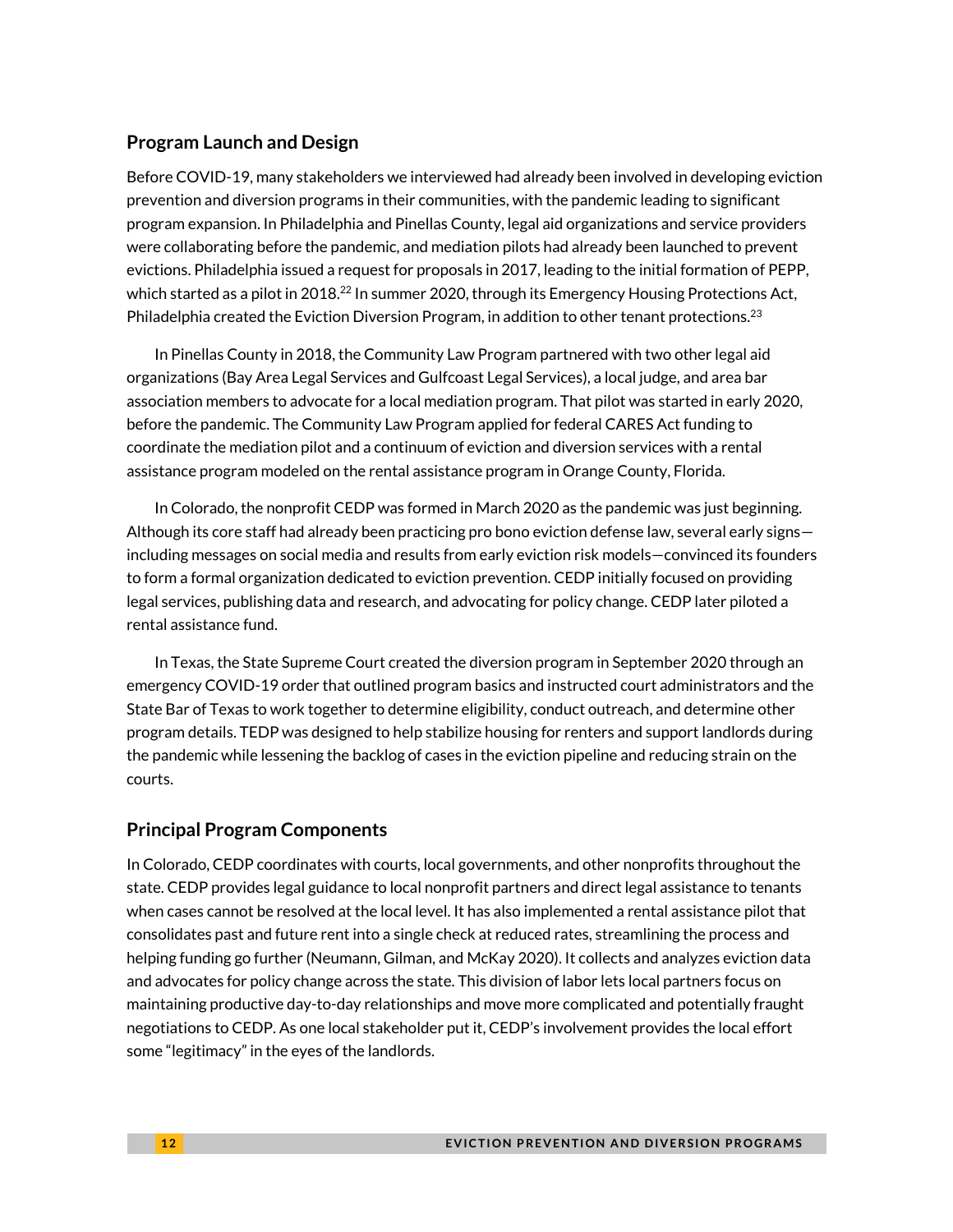## Program Launch and Design

Before COVID-19, many stakeholders we interviewed had already been involved in developing eviction prevention and diversion programs in their communities, with the pandemic leading to significant program expansion. In Philadelphia and Pinellas County, legal aid organizations and service providers were collaborating before the pandemic, and mediation pilots had already been launched to prevent evictions. Philadelphia issued a request for proposals in 2017, leading to the initial formation of PEPP, which started as a pilot in 2018.[22] In summer 2020, through its Emergency Housing Protections Act, Philadelphia created the Eviction Diversion Program, in addition to other tenant protections.[23]

In Pinellas County in 2018, the Community Law Program partnered with two other legal aid organizations (Bay Area Legal Services and Gulfcoast Legal Services), a local judge, and area bar association members to advocate for a local mediation program. That pilot was started in early 2020, before the pandemic. The Community Law Program applied for federal CARES Act funding to coordinate the mediation pilot and a continuum of eviction and diversion services with a rental assistance program modeled on the rental assistance program in Orange County, Florida.

In Colorado, the nonprofit CEDP was formed in March 2020 as the pandemic was just beginning. Although its core staff had already been practicing pro bono eviction defense law, several early signs—including messages on social media and results from early eviction risk models—convinced its founders to form a formal organization dedicated to eviction prevention. CEDP initially focused on providing legal services, publishing data and research, and advocating for policy change. CEDP later piloted a rental assistance fund.

In Texas, the State Supreme Court created the diversion program in September 2020 through an emergency COVID-19 order that outlined program basics and instructed court administrators and the State Bar of Texas to work together to determine eligibility, conduct outreach, and determine other program details. TEDP was designed to help stabilize housing for renters and support landlords during the pandemic while lessening the backlog of cases in the eviction pipeline and reducing strain on the courts.

## Principal Program Components

In Colorado, CEDP coordinates with courts, local governments, and other nonprofits throughout the state. CEDP provides legal guidance to local nonprofit partners and direct legal assistance to tenants when cases cannot be resolved at the local level. It has also implemented a rental assistance pilot that consolidates past and future rent into a single check at reduced rates, streamlining the process and helping funding go further (Neumann, Gilman, and McKay 2020). It collects and analyzes eviction data and advocates for policy change across the state. This division of labor lets local partners focus on maintaining productive day-to-day relationships and move more complicated and potentially fraught negotiations to CEDP. As one local stakeholder put it, CEDP's involvement provides the local effort some "legitimacy" in the eyes of the landlords.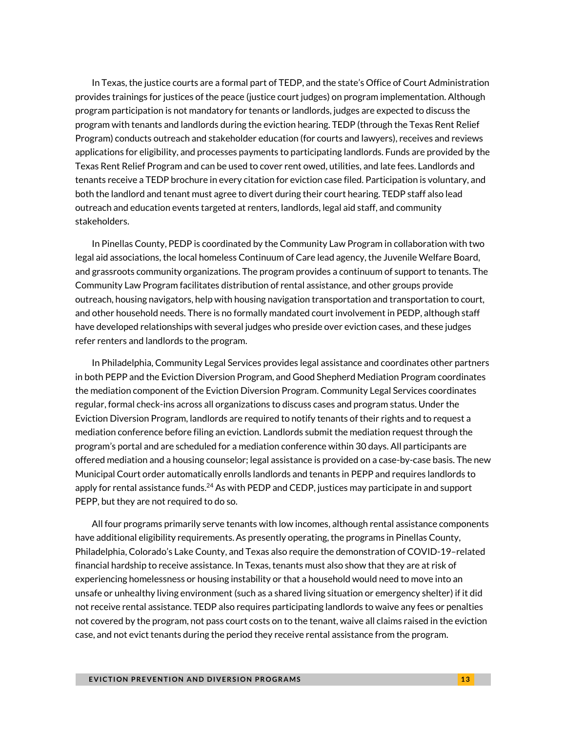In Texas, the justice courts are a formal part of TEDP, and the state's Office of Court Administration provides trainings for justices of the peace (justice court judges) on program implementation. Although program participation is not mandatory for tenants or landlords, judges are expected to discuss the program with tenants and landlords during the eviction hearing. TEDP (through the Texas Rent Relief Program) conducts outreach and stakeholder education (for courts and lawyers), receives and reviews applications for eligibility, and processes payments to participating landlords. Funds are provided by the Texas Rent Relief Program and can be used to cover rent owed, utilities, and late fees. Landlords and tenants receive a TEDP brochure in every citation for eviction case filed. Participation is voluntary, and both the landlord and tenant must agree to divert during their court hearing. TEDP staff also lead outreach and education events targeted at renters, landlords, legal aid staff, and community stakeholders.

In Pinellas County, PEDP is coordinated by the Community Law Program in collaboration with two legal aid associations, the local homeless Continuum of Care lead agency, the Juvenile Welfare Board, and grassroots community organizations. The program provides a continuum of support to tenants. The Community Law Program facilitates distribution of rental assistance, and other groups provide outreach, housing navigators, help with housing navigation transportation and transportation to court, and other household needs. There is no formally mandated court involvement in PEDP, although staff have developed relationships with several judges who preside over eviction cases, and these judges refer renters and landlords to the program.

In Philadelphia, Community Legal Services provides legal assistance and coordinates other partners in both PEPP and the Eviction Diversion Program, and Good Shepherd Mediation Program coordinates the mediation component of the Eviction Diversion Program. Community Legal Services coordinates regular, formal check-ins across all organizations to discuss cases and program status. Under the Eviction Diversion Program, landlords are required to notify tenants of their rights and to request a mediation conference before filing an eviction. Landlords submit the mediation request through the program's portal and are scheduled for a mediation conference within 30 days. All participants are offered mediation and a housing counselor; legal assistance is provided on a case-by-case basis. The new Municipal Court order automatically enrolls landlords and tenants in PEPP and requires landlords to apply for rental assistance funds.[24] As with PEDP and CEDP, justices may participate in and support PEPP, but they are not required to do so.

All four programs primarily serve tenants with low incomes, although rental assistance components have additional eligibility requirements. As presently operating, the programs in Pinellas County, Philadelphia, Colorado's Lake County, and Texas also require the demonstration of COVID-19–related financial hardship to receive assistance. In Texas, tenants must also show that they are at risk of experiencing homelessness or housing instability or that a household would need to move into an unsafe or unhealthy living environment (such as a shared living situation or emergency shelter) if it did not receive rental assistance. TEDP also requires participating landlords to waive any fees or penalties not covered by the program, not pass court costs on to the tenant, waive all claims raised in the eviction case, and not evict tenants during the period they receive rental assistance from the program.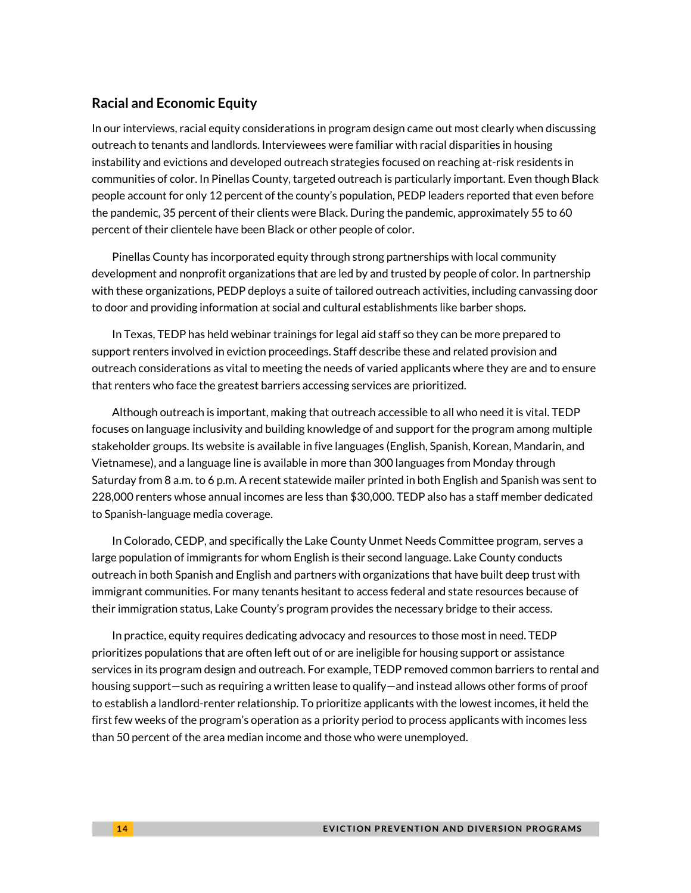## Racial and Economic Equity

In our interviews, racial equity considerations in program design came out most clearly when discussing outreach to tenants and landlords. Interviewees were familiar with racial disparities in housing instability and evictions and developed outreach strategies focused on reaching at-risk residents in communities of color. In Pinellas County, targeted outreach is particularly important. Even though Black people account for only 12 percent of the county's population, PEDP leaders reported that even before the pandemic, 35 percent of their clients were Black. During the pandemic, approximately 55 to 60 percent of their clientele have been Black or other people of color.

Pinellas County has incorporated equity through strong partnerships with local community development and nonprofit organizations that are led by and trusted by people of color. In partnership with these organizations, PEDP deploys a suite of tailored outreach activities, including canvassing door to door and providing information at social and cultural establishments like barber shops.

In Texas, TEDP has held webinar trainings for legal aid staff so they can be more prepared to support renters involved in eviction proceedings. Staff describe these and related provision and outreach considerations as vital to meeting the needs of varied applicants where they are and to ensure that renters who face the greatest barriers accessing services are prioritized.

Although outreach is important, making that outreach accessible to all who need it is vital. TEDP focuses on language inclusivity and building knowledge of and support for the program among multiple stakeholder groups. Its website is available in five languages (English, Spanish, Korean, Mandarin, and Vietnamese), and a language line is available in more than 300 languages from Monday through Saturday from 8 a.m. to 6 p.m. A recent statewide mailer printed in both English and Spanish was sent to 228,000 renters whose annual incomes are less than $30,000. TEDP also has a staff member dedicated to Spanish-language media coverage.

In Colorado, CEDP, and specifically the Lake County Unmet Needs Committee program, serves a large population of immigrants for whom English is their second language. Lake County conducts outreach in both Spanish and English and partners with organizations that have built deep trust with immigrant communities. For many tenants hesitant to access federal and state resources because of their immigration status, Lake County's program provides the necessary bridge to their access.

In practice, equity requires dedicating advocacy and resources to those most in need. TEDP prioritizes populations that are often left out of or are ineligible for housing support or assistance services in its program design and outreach. For example, TEDP removed common barriers to rental and housing support—such as requiring a written lease to qualify—and instead allows other forms of proof to establish a landlord-renter relationship. To prioritize applicants with the lowest incomes, it held the first few weeks of the program's operation as a priority period to process applicants with incomes less than 50 percent of the area median income and those who were unemployed.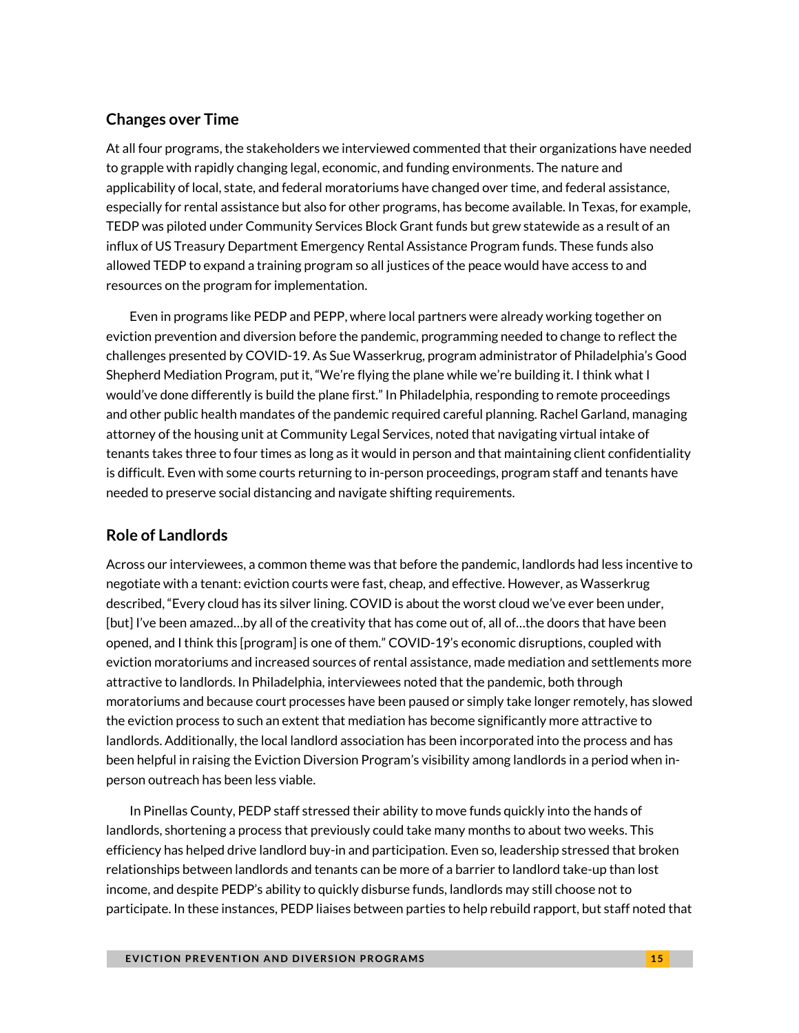## Changes over Time

At all four programs, the stakeholders we interviewed commented that their organizations have needed to grapple with rapidly changing legal, economic, and funding environments. The nature and applicability of local, state, and federal moratoriums have changed over time, and federal assistance, especially for rental assistance but also for other programs, has become available. In Texas, for example, TEDP was piloted under Community Services Block Grant funds but grew statewide as a result of an influx of US Treasury Department Emergency Rental Assistance Program funds. These funds also allowed TEDP to expand a training program so all justices of the peace would have access to and resources on the program for implementation.

Even in programs like PEDP and PEPP, where local partners were already working together on eviction prevention and diversion before the pandemic, programming needed to change to reflect the challenges presented by COVID-19. As Sue Wasserkrug, program administrator of Philadelphia's Good Shepherd Mediation Program, put it, "We're flying the plane while we're building it. I think what I would've done differently is build the plane first." In Philadelphia, responding to remote proceedings and other public health mandates of the pandemic required careful planning. Rachel Garland, managing attorney of the housing unit at Community Legal Services, noted that navigating virtual intake of tenants takes three to four times as long as it would in person and that maintaining client confidentiality is difficult. Even with some courts returning to in-person proceedings, program staff and tenants have needed to preserve social distancing and navigate shifting requirements.

## Role of Landlords

Across our interviewees, a common theme was that before the pandemic, landlords had less incentive to negotiate with a tenant: eviction courts were fast, cheap, and effective. However, as Wasserkrug described, "Every cloud has its silver lining. COVID is about the worst cloud we've ever been under, [but] I've been amazed…by all of the creativity that has come out of, all of…the doors that have been opened, and I think this [program] is one of them." COVID-19's economic disruptions, coupled with eviction moratoriums and increased sources of rental assistance, made mediation and settlements more attractive to landlords. In Philadelphia, interviewees noted that the pandemic, both through moratoriums and because court processes have been paused or simply take longer remotely, has slowed the eviction process to such an extent that mediation has become significantly more attractive to landlords. Additionally, the local landlord association has been incorporated into the process and has been helpful in raising the Eviction Diversion Program's visibility among landlords in a period when in-person outreach has been less viable.

In Pinellas County, PEDP staff stressed their ability to move funds quickly into the hands of landlords, shortening a process that previously could take many months to about two weeks. This efficiency has helped drive landlord buy-in and participation. Even so, leadership stressed that broken relationships between landlords and tenants can be more of a barrier to landlord take-up than lost income, and despite PEDP's ability to quickly disburse funds, landlords may still choose not to participate. In these instances, PEDP liaises between parties to help rebuild rapport, but staff noted that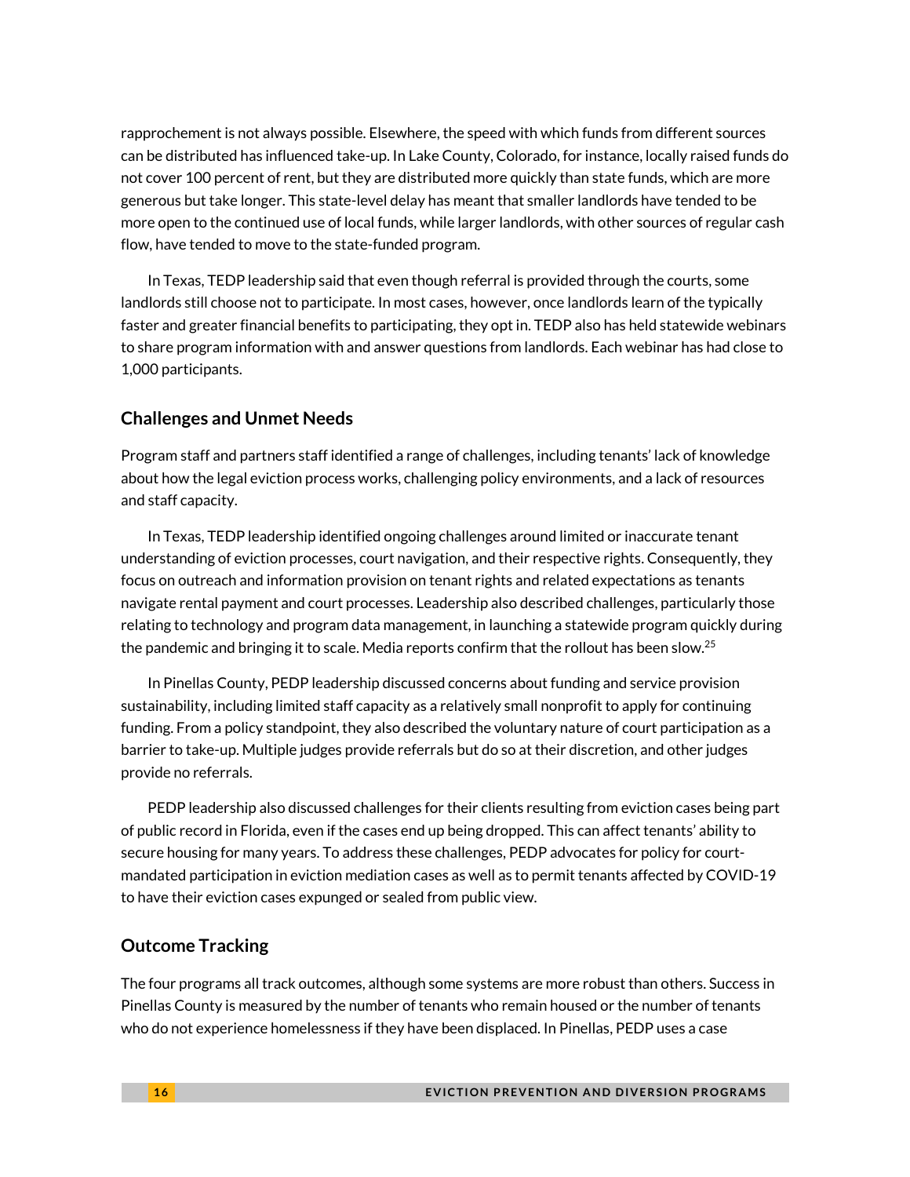rapprochement is not always possible. Elsewhere, the speed with which funds from different sources can be distributed has influenced take-up. In Lake County, Colorado, for instance, locally raised funds do not cover 100 percent of rent, but they are distributed more quickly than state funds, which are more generous but take longer. This state-level delay has meant that smaller landlords have tended to be more open to the continued use of local funds, while larger landlords, with other sources of regular cash flow, have tended to move to the state-funded program.

In Texas, TEDP leadership said that even though referral is provided through the courts, some landlords still choose not to participate. In most cases, however, once landlords learn of the typically faster and greater financial benefits to participating, they opt in. TEDP also has held statewide webinars to share program information with and answer questions from landlords. Each webinar has had close to 1,000 participants.

### Challenges and Unmet Needs

Program staff and partners staff identified a range of challenges, including tenants' lack of knowledge about how the legal eviction process works, challenging policy environments, and a lack of resources and staff capacity.

In Texas, TEDP leadership identified ongoing challenges around limited or inaccurate tenant understanding of eviction processes, court navigation, and their respective rights. Consequently, they focus on outreach and information provision on tenant rights and related expectations as tenants navigate rental payment and court processes. Leadership also described challenges, particularly those relating to technology and program data management, in launching a statewide program quickly during the pandemic and bringing it to scale. Media reports confirm that the rollout has been slow.[25]

In Pinellas County, PEDP leadership discussed concerns about funding and service provision sustainability, including limited staff capacity as a relatively small nonprofit to apply for continuing funding. From a policy standpoint, they also described the voluntary nature of court participation as a barrier to take-up. Multiple judges provide referrals but do so at their discretion, and other judges provide no referrals.

PEDP leadership also discussed challenges for their clients resulting from eviction cases being part of public record in Florida, even if the cases end up being dropped. This can affect tenants' ability to secure housing for many years. To address these challenges, PEDP advocates for policy for court-mandated participation in eviction mediation cases as well as to permit tenants affected by COVID-19 to have their eviction cases expunged or sealed from public view.

### Outcome Tracking

The four programs all track outcomes, although some systems are more robust than others. Success in Pinellas County is measured by the number of tenants who remain housed or the number of tenants who do not experience homelessness if they have been displaced. In Pinellas, PEDP uses a case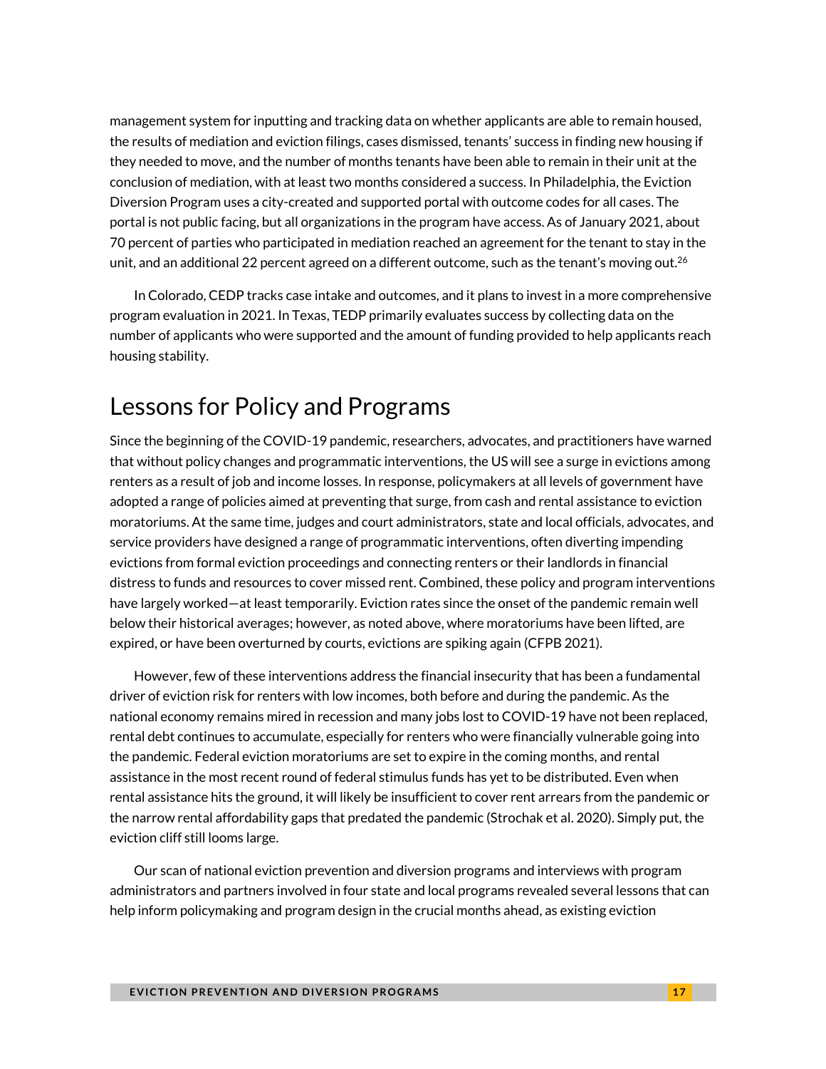management system for inputting and tracking data on whether applicants are able to remain housed, the results of mediation and eviction filings, cases dismissed, tenants' success in finding new housing if they needed to move, and the number of months tenants have been able to remain in their unit at the conclusion of mediation, with at least two months considered a success. In Philadelphia, the Eviction Diversion Program uses a city-created and supported portal with outcome codes for all cases. The portal is not public facing, but all organizations in the program have access. As of January 2021, about 70 percent of parties who participated in mediation reached an agreement for the tenant to stay in the unit, and an additional 22 percent agreed on a different outcome, such as the tenant's moving out.[26]

In Colorado, CEDP tracks case intake and outcomes, and it plans to invest in a more comprehensive program evaluation in 2021. In Texas, TEDP primarily evaluates success by collecting data on the number of applicants who were supported and the amount of funding provided to help applicants reach housing stability.

# Lessons for Policy and Programs

Since the beginning of the COVID-19 pandemic, researchers, advocates, and practitioners have warned that without policy changes and programmatic interventions, the US will see a surge in evictions among renters as a result of job and income losses. In response, policymakers at all levels of government have adopted a range of policies aimed at preventing that surge, from cash and rental assistance to eviction moratoriums. At the same time, judges and court administrators, state and local officials, advocates, and service providers have designed a range of programmatic interventions, often diverting impending evictions from formal eviction proceedings and connecting renters or their landlords in financial distress to funds and resources to cover missed rent. Combined, these policy and program interventions have largely worked—at least temporarily. Eviction rates since the onset of the pandemic remain well below their historical averages; however, as noted above, where moratoriums have been lifted, are expired, or have been overturned by courts, evictions are spiking again (CFPB 2021).

However, few of these interventions address the financial insecurity that has been a fundamental driver of eviction risk for renters with low incomes, both before and during the pandemic. As the national economy remains mired in recession and many jobs lost to COVID-19 have not been replaced, rental debt continues to accumulate, especially for renters who were financially vulnerable going into the pandemic. Federal eviction moratoriums are set to expire in the coming months, and rental assistance in the most recent round of federal stimulus funds has yet to be distributed. Even when rental assistance hits the ground, it will likely be insufficient to cover rent arrears from the pandemic or the narrow rental affordability gaps that predated the pandemic (Strochak et al. 2020). Simply put, the eviction cliff still looms large.

Our scan of national eviction prevention and diversion programs and interviews with program administrators and partners involved in four state and local programs revealed several lessons that can help inform policymaking and program design in the crucial months ahead, as existing eviction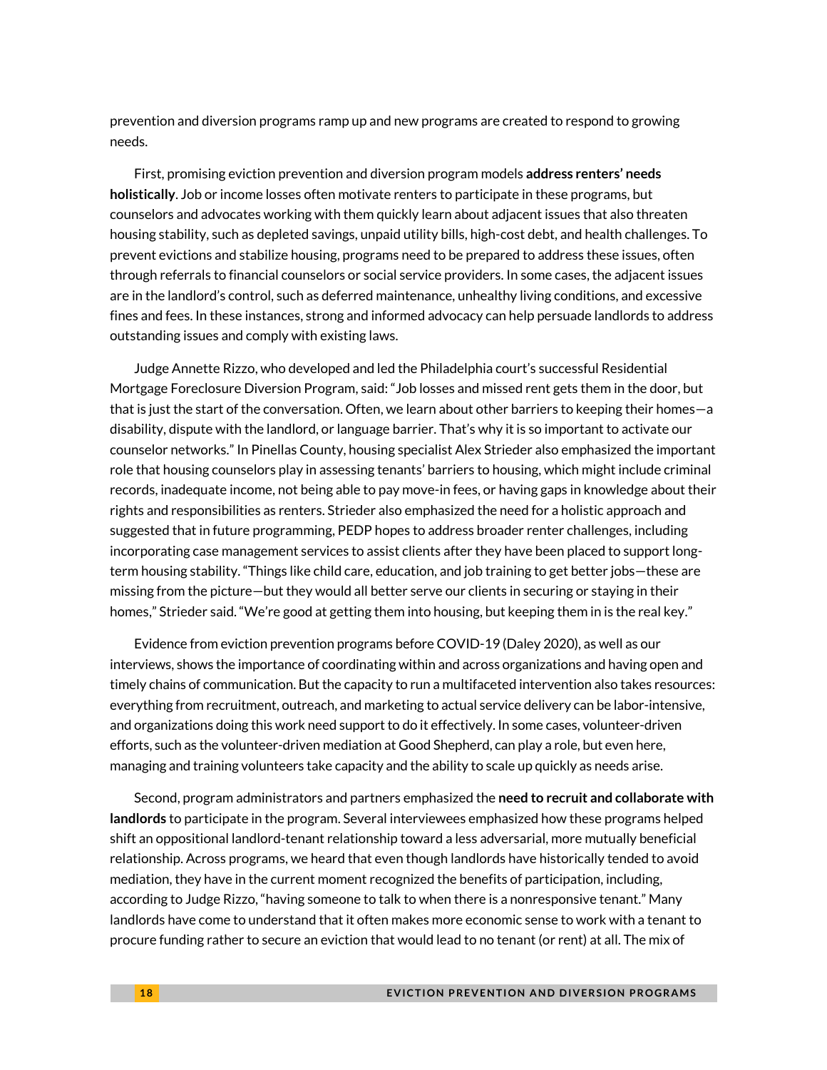prevention and diversion programs ramp up and new programs are created to respond to growing needs.

First, promising eviction prevention and diversion program models **address renters' needs holistically**. Job or income losses often motivate renters to participate in these programs, but counselors and advocates working with them quickly learn about adjacent issues that also threaten housing stability, such as depleted savings, unpaid utility bills, high-cost debt, and health challenges. To prevent evictions and stabilize housing, programs need to be prepared to address these issues, often through referrals to financial counselors or social service providers. In some cases, the adjacent issues are in the landlord's control, such as deferred maintenance, unhealthy living conditions, and excessive fines and fees. In these instances, strong and informed advocacy can help persuade landlords to address outstanding issues and comply with existing laws.

Judge Annette Rizzo, who developed and led the Philadelphia court's successful Residential Mortgage Foreclosure Diversion Program, said: "Job losses and missed rent gets them in the door, but that is just the start of the conversation. Often, we learn about other barriers to keeping their homes—a disability, dispute with the landlord, or language barrier. That's why it is so important to activate our counselor networks." In Pinellas County, housing specialist Alex Strieder also emphasized the important role that housing counselors play in assessing tenants' barriers to housing, which might include criminal records, inadequate income, not being able to pay move-in fees, or having gaps in knowledge about their rights and responsibilities as renters. Strieder also emphasized the need for a holistic approach and suggested that in future programming, PEDP hopes to address broader renter challenges, including incorporating case management services to assist clients after they have been placed to support long-term housing stability. "Things like child care, education, and job training to get better jobs—these are missing from the picture—but they would all better serve our clients in securing or staying in their homes," Strieder said. "We're good at getting them into housing, but keeping them in is the real key."

Evidence from eviction prevention programs before COVID-19 (Daley 2020), as well as our interviews, shows the importance of coordinating within and across organizations and having open and timely chains of communication. But the capacity to run a multifaceted intervention also takes resources: everything from recruitment, outreach, and marketing to actual service delivery can be labor-intensive, and organizations doing this work need support to do it effectively. In some cases, volunteer-driven efforts, such as the volunteer-driven mediation at Good Shepherd, can play a role, but even here, managing and training volunteers take capacity and the ability to scale up quickly as needs arise.

Second, program administrators and partners emphasized the **need to recruit and collaborate with landlords** to participate in the program. Several interviewees emphasized how these programs helped shift an oppositional landlord-tenant relationship toward a less adversarial, more mutually beneficial relationship. Across programs, we heard that even though landlords have historically tended to avoid mediation, they have in the current moment recognized the benefits of participation, including, according to Judge Rizzo, "having someone to talk to when there is a nonresponsive tenant." Many landlords have come to understand that it often makes more economic sense to work with a tenant to procure funding rather to secure an eviction that would lead to no tenant (or rent) at all. The mix of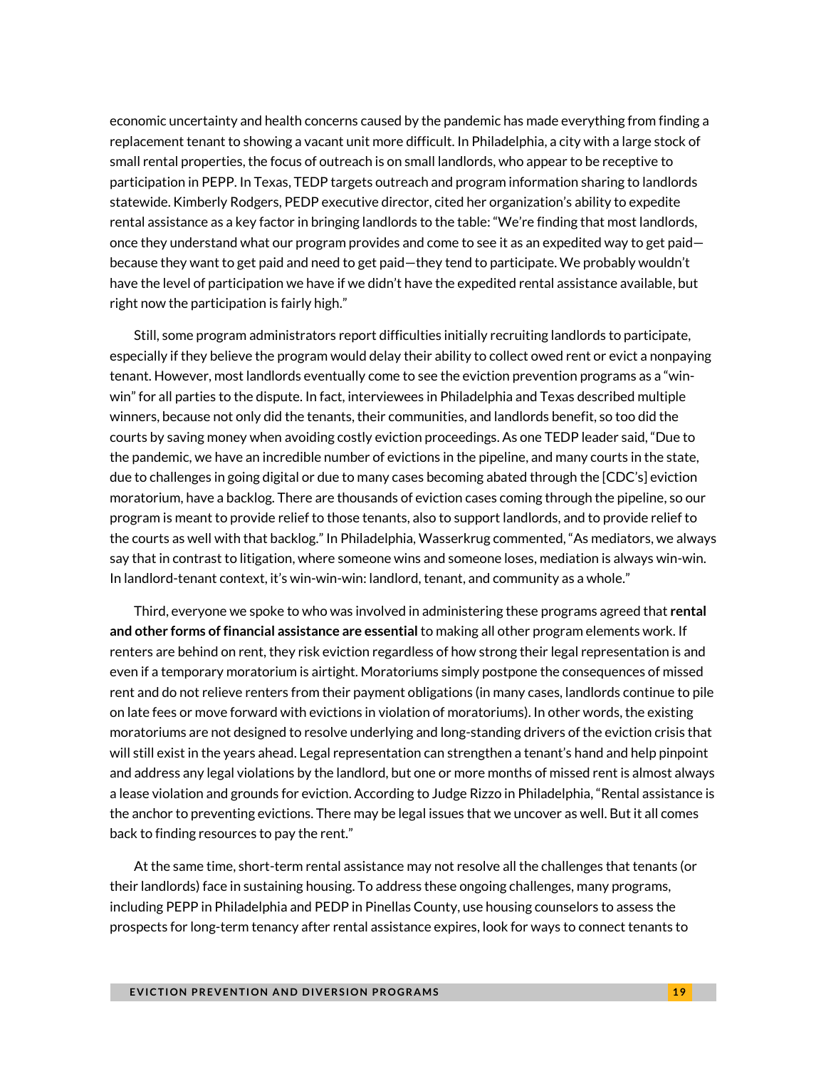economic uncertainty and health concerns caused by the pandemic has made everything from finding a replacement tenant to showing a vacant unit more difficult. In Philadelphia, a city with a large stock of small rental properties, the focus of outreach is on small landlords, who appear to be receptive to participation in PEPP. In Texas, TEDP targets outreach and program information sharing to landlords statewide. Kimberly Rodgers, PEDP executive director, cited her organization's ability to expedite rental assistance as a key factor in bringing landlords to the table: "We're finding that most landlords, once they understand what our program provides and come to see it as an expedited way to get paid—because they want to get paid and need to get paid—they tend to participate. We probably wouldn't have the level of participation we have if we didn't have the expedited rental assistance available, but right now the participation is fairly high."

Still, some program administrators report difficulties initially recruiting landlords to participate, especially if they believe the program would delay their ability to collect owed rent or evict a nonpaying tenant. However, most landlords eventually come to see the eviction prevention programs as a "win-win" for all parties to the dispute. In fact, interviewees in Philadelphia and Texas described multiple winners, because not only did the tenants, their communities, and landlords benefit, so too did the courts by saving money when avoiding costly eviction proceedings. As one TEDP leader said, "Due to the pandemic, we have an incredible number of evictions in the pipeline, and many courts in the state, due to challenges in going digital or due to many cases becoming abated through the [CDC's] eviction moratorium, have a backlog. There are thousands of eviction cases coming through the pipeline, so our program is meant to provide relief to those tenants, also to support landlords, and to provide relief to the courts as well with that backlog." In Philadelphia, Wasserkrug commented, "As mediators, we always say that in contrast to litigation, where someone wins and someone loses, mediation is always win-win. In landlord-tenant context, it's win-win-win: landlord, tenant, and community as a whole."

Third, everyone we spoke to who was involved in administering these programs agreed that **rental and other forms of financial assistance are essential** to making all other program elements work. If renters are behind on rent, they risk eviction regardless of how strong their legal representation is and even if a temporary moratorium is airtight. Moratoriums simply postpone the consequences of missed rent and do not relieve renters from their payment obligations (in many cases, landlords continue to pile on late fees or move forward with evictions in violation of moratoriums). In other words, the existing moratoriums are not designed to resolve underlying and long-standing drivers of the eviction crisis that will still exist in the years ahead. Legal representation can strengthen a tenant's hand and help pinpoint and address any legal violations by the landlord, but one or more months of missed rent is almost always a lease violation and grounds for eviction. According to Judge Rizzo in Philadelphia, "Rental assistance is the anchor to preventing evictions. There may be legal issues that we uncover as well. But it all comes back to finding resources to pay the rent."

At the same time, short-term rental assistance may not resolve all the challenges that tenants (or their landlords) face in sustaining housing. To address these ongoing challenges, many programs, including PEPP in Philadelphia and PEDP in Pinellas County, use housing counselors to assess the prospects for long-term tenancy after rental assistance expires, look for ways to connect tenants to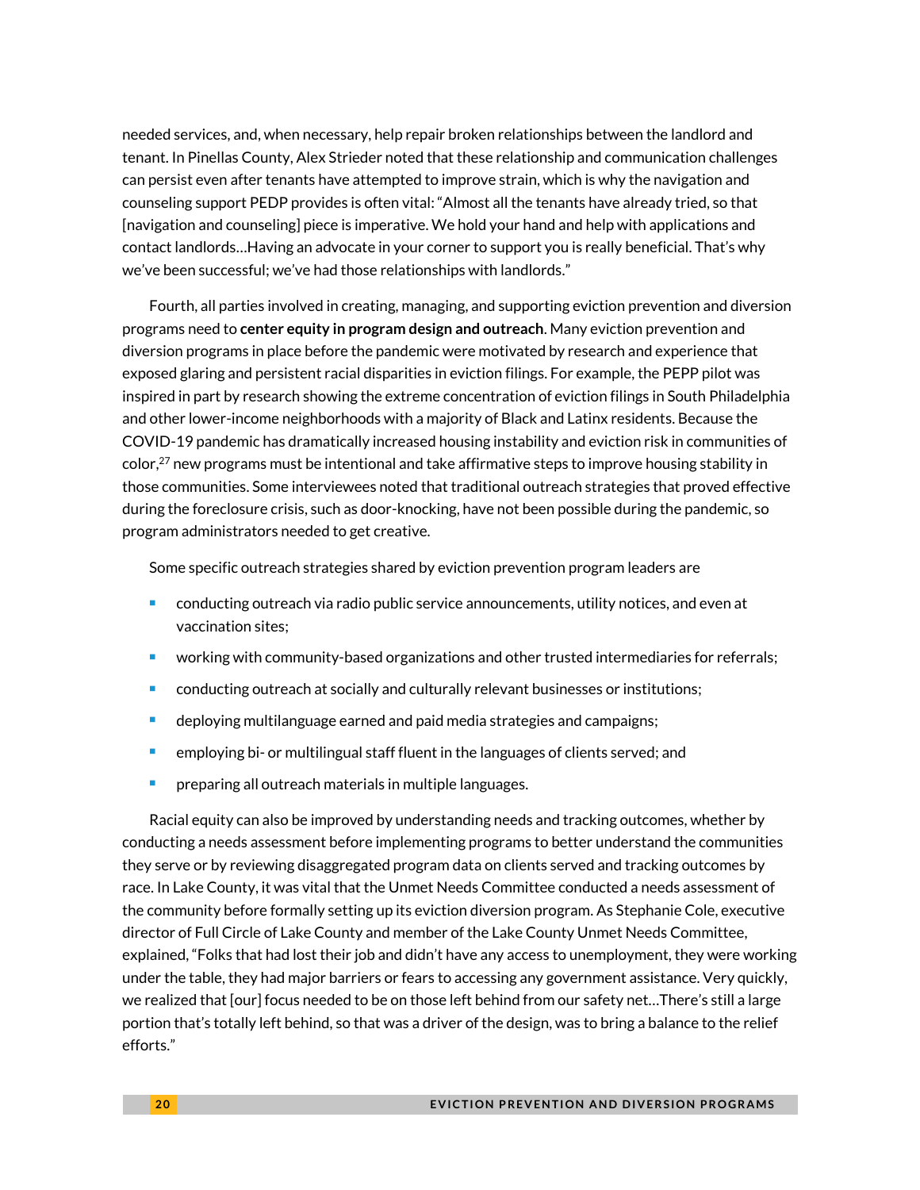needed services, and, when necessary, help repair broken relationships between the landlord and tenant. In Pinellas County, Alex Strieder noted that these relationship and communication challenges can persist even after tenants have attempted to improve strain, which is why the navigation and counseling support PEDP provides is often vital: "Almost all the tenants have already tried, so that [navigation and counseling] piece is imperative. We hold your hand and help with applications and contact landlords…Having an advocate in your corner to support you is really beneficial. That's why we've been successful; we've had those relationships with landlords."

Fourth, all parties involved in creating, managing, and supporting eviction prevention and diversion programs need to **center equity in program design and outreach**. Many eviction prevention and diversion programs in place before the pandemic were motivated by research and experience that exposed glaring and persistent racial disparities in eviction filings. For example, the PEPP pilot was inspired in part by research showing the extreme concentration of eviction filings in South Philadelphia and other lower-income neighborhoods with a majority of Black and Latinx residents. Because the COVID-19 pandemic has dramatically increased housing instability and eviction risk in communities of color,[27] new programs must be intentional and take affirmative steps to improve housing stability in those communities. Some interviewees noted that traditional outreach strategies that proved effective during the foreclosure crisis, such as door-knocking, have not been possible during the pandemic, so program administrators needed to get creative.

Some specific outreach strategies shared by eviction prevention program leaders are

- conducting outreach via radio public service announcements, utility notices, and even at vaccination sites;
- working with community-based organizations and other trusted intermediaries for referrals;
- conducting outreach at socially and culturally relevant businesses or institutions;
- deploying multilanguage earned and paid media strategies and campaigns;
- employing bi- or multilingual staff fluent in the languages of clients served; and
- preparing all outreach materials in multiple languages.

Racial equity can also be improved by understanding needs and tracking outcomes, whether by conducting a needs assessment before implementing programs to better understand the communities they serve or by reviewing disaggregated program data on clients served and tracking outcomes by race. In Lake County, it was vital that the Unmet Needs Committee conducted a needs assessment of the community before formally setting up its eviction diversion program. As Stephanie Cole, executive director of Full Circle of Lake County and member of the Lake County Unmet Needs Committee, explained, "Folks that had lost their job and didn't have any access to unemployment, they were working under the table, they had major barriers or fears to accessing any government assistance. Very quickly, we realized that [our] focus needed to be on those left behind from our safety net…There's still a large portion that's totally left behind, so that was a driver of the design, was to bring a balance to the relief efforts."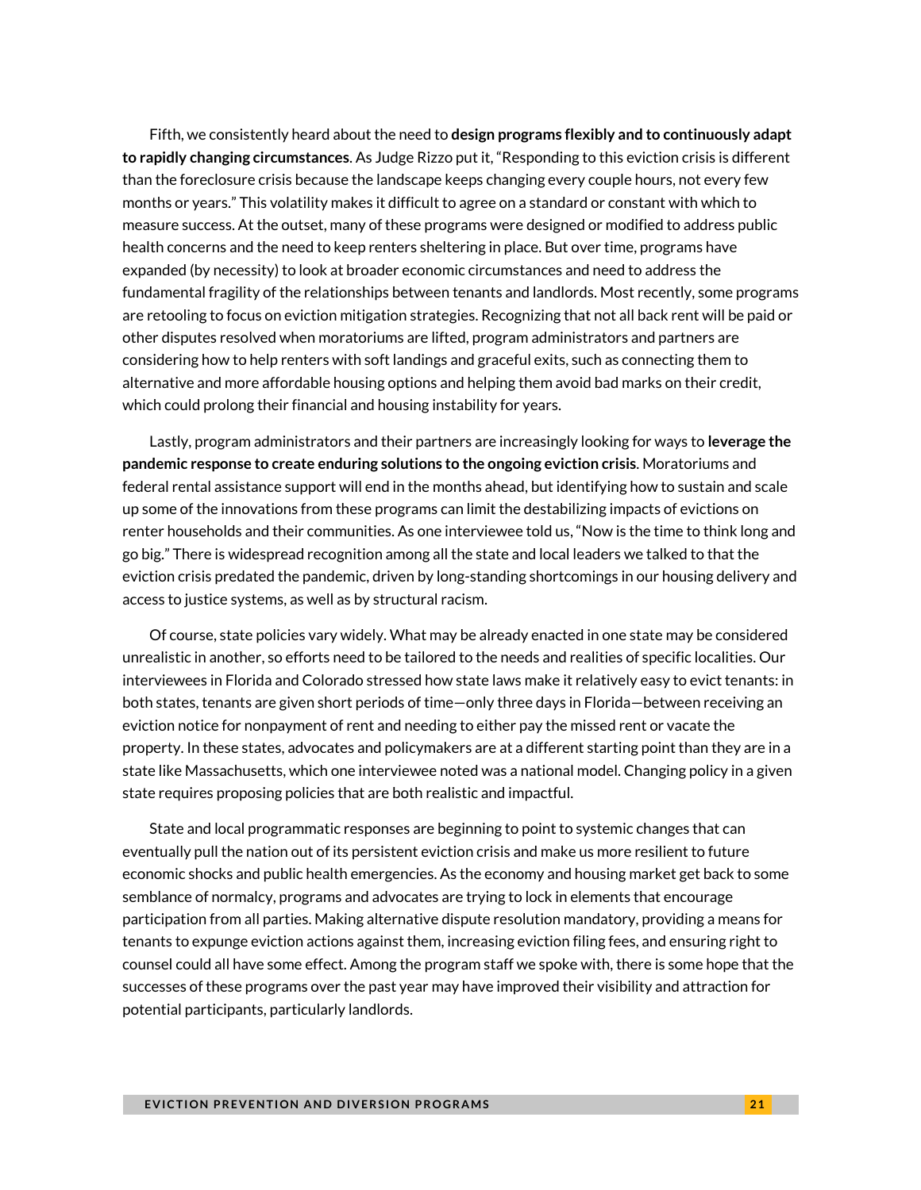Fifth, we consistently heard about the need to **design programs flexibly and to continuously adapt to rapidly changing circumstances**. As Judge Rizzo put it, "Responding to this eviction crisis is different than the foreclosure crisis because the landscape keeps changing every couple hours, not every few months or years." This volatility makes it difficult to agree on a standard or constant with which to measure success. At the outset, many of these programs were designed or modified to address public health concerns and the need to keep renters sheltering in place. But over time, programs have expanded (by necessity) to look at broader economic circumstances and need to address the fundamental fragility of the relationships between tenants and landlords. Most recently, some programs are retooling to focus on eviction mitigation strategies. Recognizing that not all back rent will be paid or other disputes resolved when moratoriums are lifted, program administrators and partners are considering how to help renters with soft landings and graceful exits, such as connecting them to alternative and more affordable housing options and helping them avoid bad marks on their credit, which could prolong their financial and housing instability for years.

Lastly, program administrators and their partners are increasingly looking for ways to **leverage the pandemic response to create enduring solutions to the ongoing eviction crisis**. Moratoriums and federal rental assistance support will end in the months ahead, but identifying how to sustain and scale up some of the innovations from these programs can limit the destabilizing impacts of evictions on renter households and their communities. As one interviewee told us, "Now is the time to think long and go big." There is widespread recognition among all the state and local leaders we talked to that the eviction crisis predated the pandemic, driven by long-standing shortcomings in our housing delivery and access to justice systems, as well as by structural racism.

Of course, state policies vary widely. What may be already enacted in one state may be considered unrealistic in another, so efforts need to be tailored to the needs and realities of specific localities. Our interviewees in Florida and Colorado stressed how state laws make it relatively easy to evict tenants: in both states, tenants are given short periods of time—only three days in Florida—between receiving an eviction notice for nonpayment of rent and needing to either pay the missed rent or vacate the property. In these states, advocates and policymakers are at a different starting point than they are in a state like Massachusetts, which one interviewee noted was a national model. Changing policy in a given state requires proposing policies that are both realistic and impactful.

State and local programmatic responses are beginning to point to systemic changes that can eventually pull the nation out of its persistent eviction crisis and make us more resilient to future economic shocks and public health emergencies. As the economy and housing market get back to some semblance of normalcy, programs and advocates are trying to lock in elements that encourage participation from all parties. Making alternative dispute resolution mandatory, providing a means for tenants to expunge eviction actions against them, increasing eviction filing fees, and ensuring right to counsel could all have some effect. Among the program staff we spoke with, there is some hope that the successes of these programs over the past year may have improved their visibility and attraction for potential participants, particularly landlords.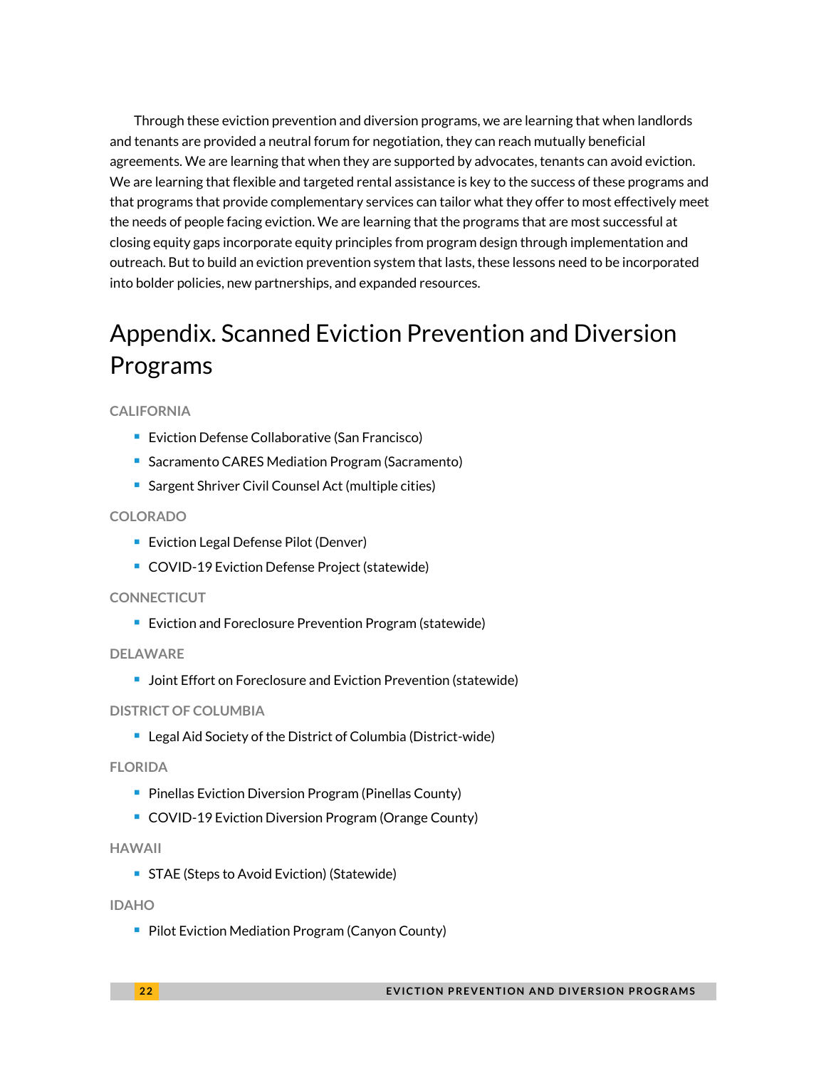Through these eviction prevention and diversion programs, we are learning that when landlords and tenants are provided a neutral forum for negotiation, they can reach mutually beneficial agreements. We are learning that when they are supported by advocates, tenants can avoid eviction. We are learning that flexible and targeted rental assistance is key to the success of these programs and that programs that provide complementary services can tailor what they offer to most effectively meet the needs of people facing eviction. We are learning that the programs that are most successful at closing equity gaps incorporate equity principles from program design through implementation and outreach. But to build an eviction prevention system that lasts, these lessons need to be incorporated into bolder policies, new partnerships, and expanded resources.

# Appendix. Scanned Eviction Prevention and Diversion Programs

### CALIFORNIA

- Eviction Defense Collaborative (San Francisco)
- Sacramento CARES Mediation Program (Sacramento)
- Sargent Shriver Civil Counsel Act (multiple cities)

### COLORADO

- Eviction Legal Defense Pilot (Denver)
- COVID-19 Eviction Defense Project (statewide)

### CONNECTICUT

- Eviction and Foreclosure Prevention Program (statewide)

### DELAWARE

- Joint Effort on Foreclosure and Eviction Prevention (statewide)

### DISTRICT OF COLUMBIA

- Legal Aid Society of the District of Columbia (District-wide)

### FLORIDA

- Pinellas Eviction Diversion Program (Pinellas County)
- COVID-19 Eviction Diversion Program (Orange County)

### HAWAII

- STAE (Steps to Avoid Eviction) (Statewide)

### IDAHO

- Pilot Eviction Mediation Program (Canyon County)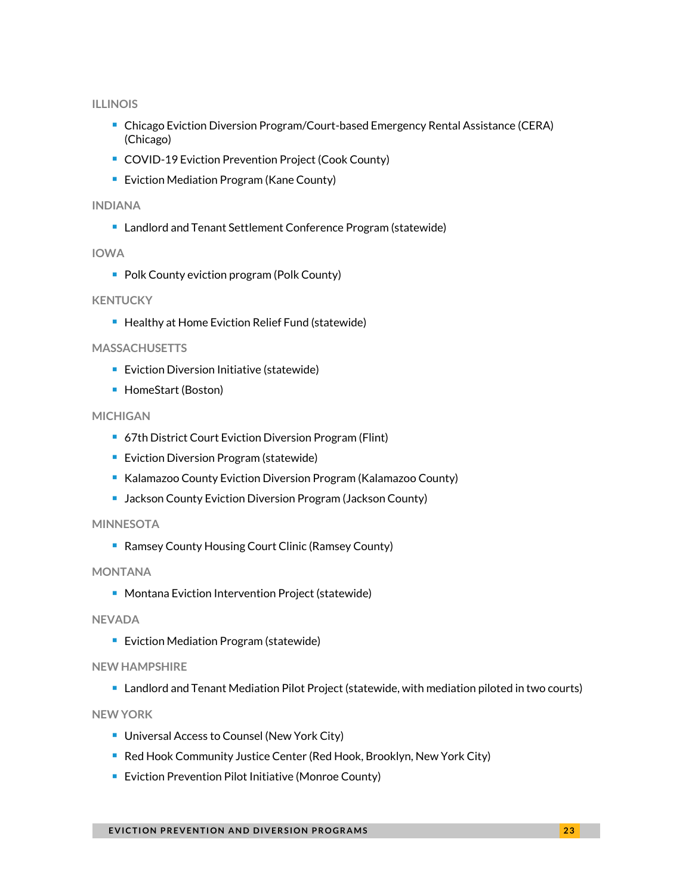### ILLINOIS

- Chicago Eviction Diversion Program/Court-based Emergency Rental Assistance (CERA) (Chicago)
- COVID-19 Eviction Prevention Project (Cook County)
- Eviction Mediation Program (Kane County)

### INDIANA

- Landlord and Tenant Settlement Conference Program (statewide)

### IOWA

- Polk County eviction program (Polk County)

### KENTUCKY

- Healthy at Home Eviction Relief Fund (statewide)

### MASSACHUSETTS

- Eviction Diversion Initiative (statewide)
- HomeStart (Boston)

### MICHIGAN

- 67th District Court Eviction Diversion Program (Flint)
- Eviction Diversion Program (statewide)
- Kalamazoo County Eviction Diversion Program (Kalamazoo County)
- Jackson County Eviction Diversion Program (Jackson County)

### MINNESOTA

- Ramsey County Housing Court Clinic (Ramsey County)

### MONTANA

- Montana Eviction Intervention Project (statewide)

### NEVADA

- Eviction Mediation Program (statewide)

### NEW HAMPSHIRE

- Landlord and Tenant Mediation Pilot Project (statewide, with mediation piloted in two courts)

### NEW YORK

- Universal Access to Counsel (New York City)
- Red Hook Community Justice Center (Red Hook, Brooklyn, New York City)
- Eviction Prevention Pilot Initiative (Monroe County)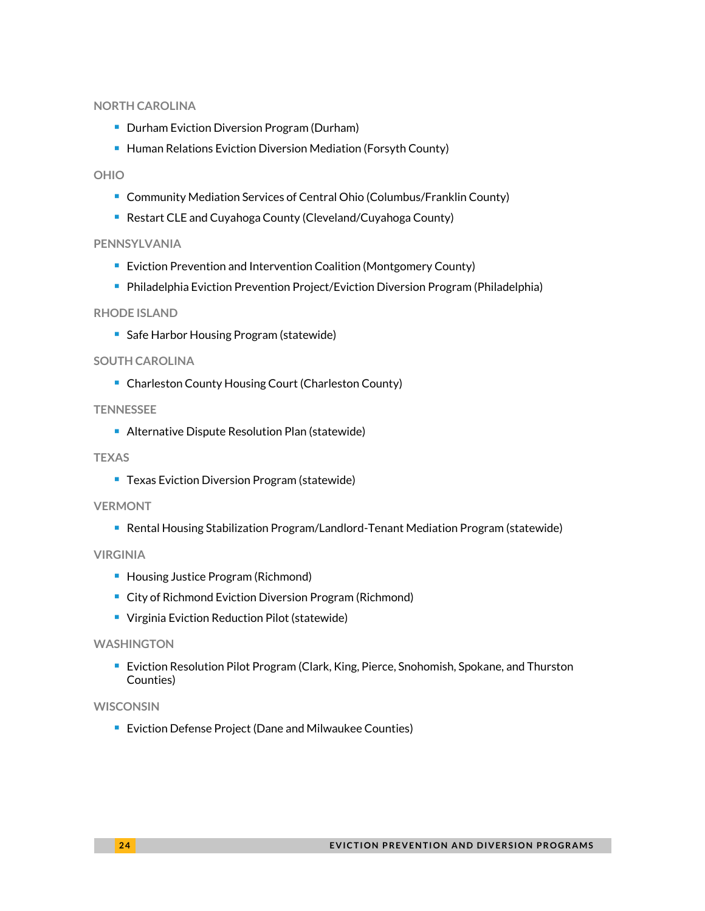#### NORTH CAROLINA

- Durham Eviction Diversion Program (Durham)
- Human Relations Eviction Diversion Mediation (Forsyth County)

#### OHIO

- Community Mediation Services of Central Ohio (Columbus/Franklin County)
- Restart CLE and Cuyahoga County (Cleveland/Cuyahoga County)

#### PENNSYLVANIA

- Eviction Prevention and Intervention Coalition (Montgomery County)
- Philadelphia Eviction Prevention Project/Eviction Diversion Program (Philadelphia)

#### RHODE ISLAND

- Safe Harbor Housing Program (statewide)

#### SOUTH CAROLINA

- Charleston County Housing Court (Charleston County)

#### TENNESSEE

- Alternative Dispute Resolution Plan (statewide)

#### TEXAS

- Texas Eviction Diversion Program (statewide)

#### VERMONT

- Rental Housing Stabilization Program/Landlord-Tenant Mediation Program (statewide)

#### VIRGINIA

- Housing Justice Program (Richmond)
- City of Richmond Eviction Diversion Program (Richmond)
- Virginia Eviction Reduction Pilot (statewide)

#### WASHINGTON

- Eviction Resolution Pilot Program (Clark, King, Pierce, Snohomish, Spokane, and Thurston Counties)

#### WISCONSIN

- Eviction Defense Project (Dane and Milwaukee Counties)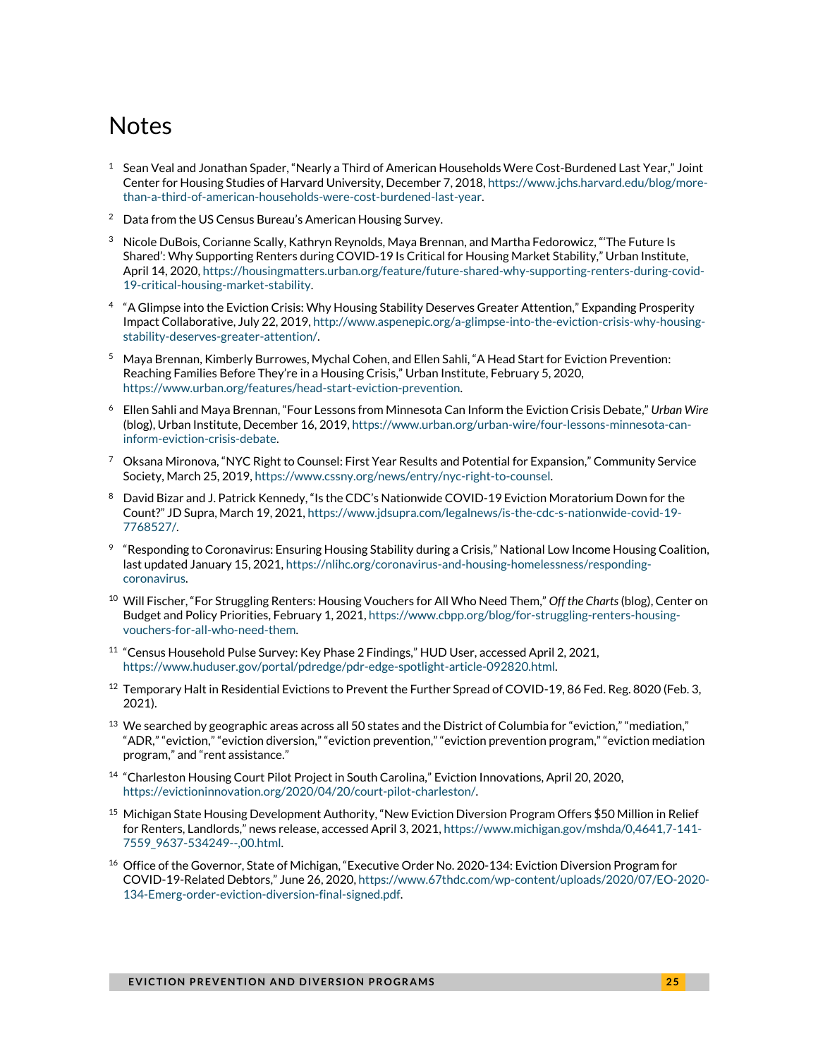# Notes

1. Sean Veal and Jonathan Spader, "Nearly a Third of American Households Were Cost-Burdened Last Year," Joint Center for Housing Studies of Harvard University, December 7, 2018, https://www.jchs.harvard.edu/blog/more-than-a-third-of-american-households-were-cost-burdened-last-year.

2. Data from the US Census Bureau's American Housing Survey.

3. Nicole DuBois, Corianne Scally, Kathryn Reynolds, Maya Brennan, and Martha Fedorowicz, "'The Future Is Shared': Why Supporting Renters during COVID-19 Is Critical for Housing Market Stability," Urban Institute, April 14, 2020, https://housingmatters.urban.org/feature/future-shared-why-supporting-renters-during-covid-19-critical-housing-market-stability.

4. "A Glimpse into the Eviction Crisis: Why Housing Stability Deserves Greater Attention," Expanding Prosperity Impact Collaborative, July 22, 2019, http://www.aspenepic.org/a-glimpse-into-the-eviction-crisis-why-housing-stability-deserves-greater-attention/.

5. Maya Brennan, Kimberly Burrowes, Mychal Cohen, and Ellen Sahli, "A Head Start for Eviction Prevention: Reaching Families Before They're in a Housing Crisis," Urban Institute, February 5, 2020, https://www.urban.org/features/head-start-eviction-prevention.

6. Ellen Sahli and Maya Brennan, "Four Lessons from Minnesota Can Inform the Eviction Crisis Debate," *Urban Wire* (blog), Urban Institute, December 16, 2019, https://www.urban.org/urban-wire/four-lessons-minnesota-can-inform-eviction-crisis-debate.

7. Oksana Mironova, "NYC Right to Counsel: First Year Results and Potential for Expansion," Community Service Society, March 25, 2019, https://www.cssny.org/news/entry/nyc-right-to-counsel.

8. David Bizar and J. Patrick Kennedy, "Is the CDC's Nationwide COVID-19 Eviction Moratorium Down for the Count?" JD Supra, March 19, 2021, https://www.jdsupra.com/legalnews/is-the-cdc-s-nationwide-covid-19-7768527/.

9. "Responding to Coronavirus: Ensuring Housing Stability during a Crisis," National Low Income Housing Coalition, last updated January 15, 2021, https://nlihc.org/coronavirus-and-housing-homelessness/responding-coronavirus.

10. Will Fischer, "For Struggling Renters: Housing Vouchers for All Who Need Them," *Off the Charts* (blog), Center on Budget and Policy Priorities, February 1, 2021, https://www.cbpp.org/blog/for-struggling-renters-housing-vouchers-for-all-who-need-them.

11. "Census Household Pulse Survey: Key Phase 2 Findings," HUD User, accessed April 2, 2021, https://www.huduser.gov/portal/pdredge/pdr-edge-spotlight-article-092820.html.

12. Temporary Halt in Residential Evictions to Prevent the Further Spread of COVID-19, 86 Fed. Reg. 8020 (Feb. 3, 2021).

13. We searched by geographic areas across all 50 states and the District of Columbia for "eviction," "mediation," "ADR," "eviction," "eviction diversion," "eviction prevention," "eviction prevention program," "eviction mediation program," and "rent assistance."

14. "Charleston Housing Court Pilot Project in South Carolina," Eviction Innovations, April 20, 2020, https://evictioninnovation.org/2020/04/20/court-pilot-charleston/.

15. Michigan State Housing Development Authority, "New Eviction Diversion Program Offers $50 Million in Relief for Renters, Landlords," news release, accessed April 3, 2021, https://www.michigan.gov/mshda/0,4641,7-141-7559_9637-534249--,00.html.

16. Office of the Governor, State of Michigan, "Executive Order No. 2020-134: Eviction Diversion Program for COVID-19-Related Debtors," June 26, 2020, https://www.67thdc.com/wp-content/uploads/2020/07/EO-2020-134-Emerg-order-eviction-diversion-final-signed.pdf.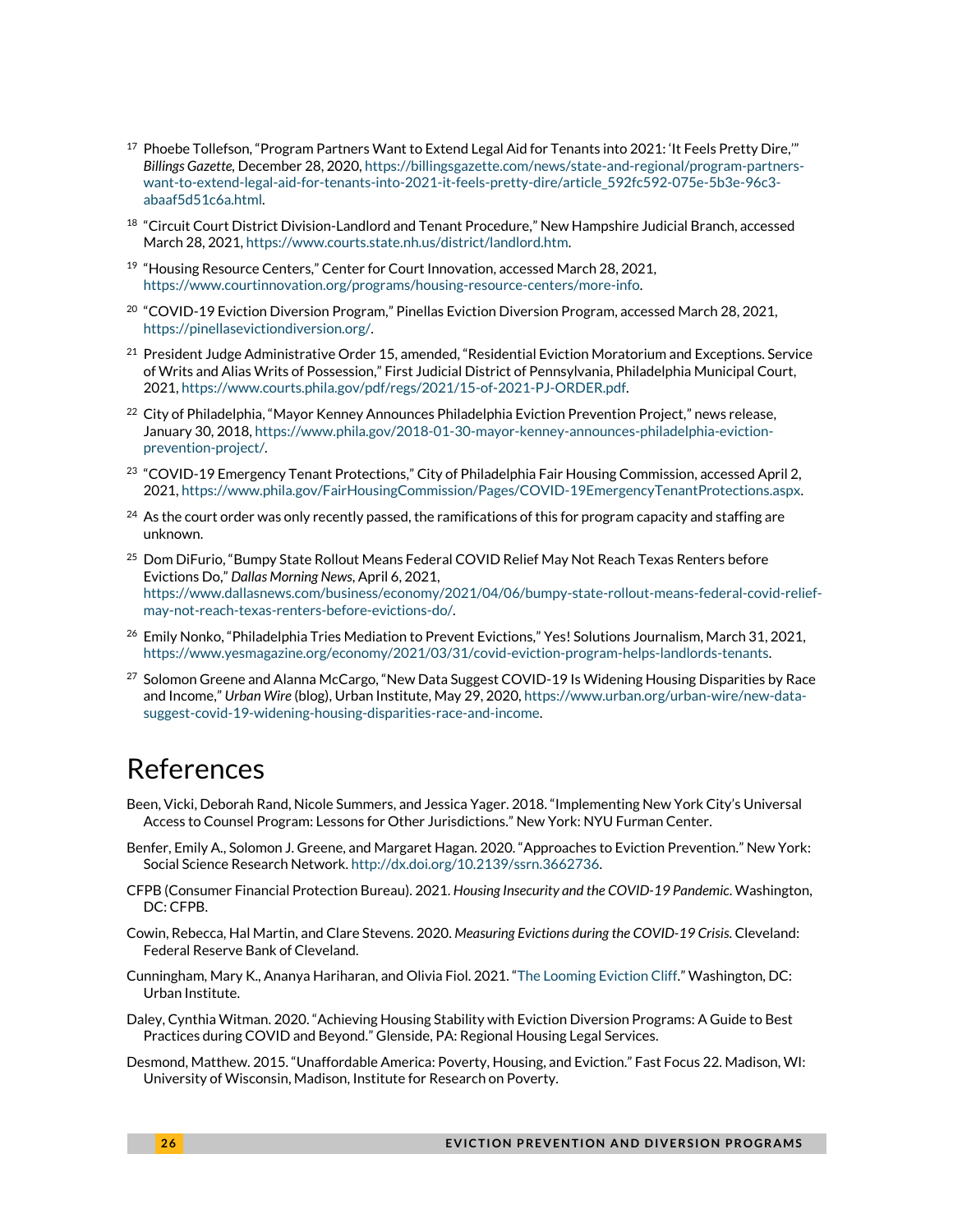[17] Phoebe Tollefson, "Program Partners Want to Extend Legal Aid for Tenants into 2021: 'It Feels Pretty Dire,'" *Billings Gazette*, December 28, 2020, https://billingsgazette.com/news/state-and-regional/program-partners-want-to-extend-legal-aid-for-tenants-into-2021-it-feels-pretty-dire/article_592fc592-075e-5b3e-96c3-abaaf5d51c6a.html.

[18] "Circuit Court District Division-Landlord and Tenant Procedure," New Hampshire Judicial Branch, accessed March 28, 2021, https://www.courts.state.nh.us/district/landlord.htm.

[19] "Housing Resource Centers," Center for Court Innovation, accessed March 28, 2021, https://www.courtinnovation.org/programs/housing-resource-centers/more-info.

[20] "COVID-19 Eviction Diversion Program," Pinellas Eviction Diversion Program, accessed March 28, 2021, https://pinellasevictiondiversion.org/.

[21] President Judge Administrative Order 15, amended, "Residential Eviction Moratorium and Exceptions. Service of Writs and Alias Writs of Possession," First Judicial District of Pennsylvania, Philadelphia Municipal Court, 2021, https://www.courts.phila.gov/pdf/regs/2021/15-of-2021-PJ-ORDER.pdf.

[22] City of Philadelphia, "Mayor Kenney Announces Philadelphia Eviction Prevention Project," news release, January 30, 2018, https://www.phila.gov/2018-01-30-mayor-kenney-announces-philadelphia-eviction-prevention-project/.

[23] "COVID-19 Emergency Tenant Protections," City of Philadelphia Fair Housing Commission, accessed April 2, 2021, https://www.phila.gov/FairHousingCommission/Pages/COVID-19EmergencyTenantProtections.aspx.

[24] As the court order was only recently passed, the ramifications of this for program capacity and staffing are unknown.

[25] Dom DiFurio, "Bumpy State Rollout Means Federal COVID Relief May Not Reach Texas Renters before Evictions Do," *Dallas Morning News*, April 6, 2021, https://www.dallasnews.com/business/economy/2021/04/06/bumpy-state-rollout-means-federal-covid-relief-may-not-reach-texas-renters-before-evictions-do/.

[26] Emily Nonko, "Philadelphia Tries Mediation to Prevent Evictions," Yes! Solutions Journalism, March 31, 2021, https://www.yesmagazine.org/economy/2021/03/31/covid-eviction-program-helps-landlords-tenants.

[27] Solomon Greene and Alanna McCargo, "New Data Suggest COVID-19 Is Widening Housing Disparities by Race and Income," *Urban Wire* (blog), Urban Institute, May 29, 2020, https://www.urban.org/urban-wire/new-data-suggest-covid-19-widening-housing-disparities-race-and-income.

# References

Been, Vicki, Deborah Rand, Nicole Summers, and Jessica Yager. 2018. "Implementing New York City's Universal Access to Counsel Program: Lessons for Other Jurisdictions." New York: NYU Furman Center.

Benfer, Emily A., Solomon J. Greene, and Margaret Hagan. 2020. "Approaches to Eviction Prevention." New York: Social Science Research Network. http://dx.doi.org/10.2139/ssrn.3662736.

CFPB (Consumer Financial Protection Bureau). 2021. *Housing Insecurity and the COVID-19 Pandemic*. Washington, DC: CFPB.

Cowin, Rebecca, Hal Martin, and Clare Stevens. 2020. *Measuring Evictions during the COVID-19 Crisis*. Cleveland: Federal Reserve Bank of Cleveland.

Cunningham, Mary K., Ananya Hariharan, and Olivia Fiol. 2021. "The Looming Eviction Cliff." Washington, DC: Urban Institute.

Daley, Cynthia Witman. 2020. "Achieving Housing Stability with Eviction Diversion Programs: A Guide to Best Practices during COVID and Beyond." Glenside, PA: Regional Housing Legal Services.

Desmond, Matthew. 2015. "Unaffordable America: Poverty, Housing, and Eviction." Fast Focus 22. Madison, WI: University of Wisconsin, Madison, Institute for Research on Poverty.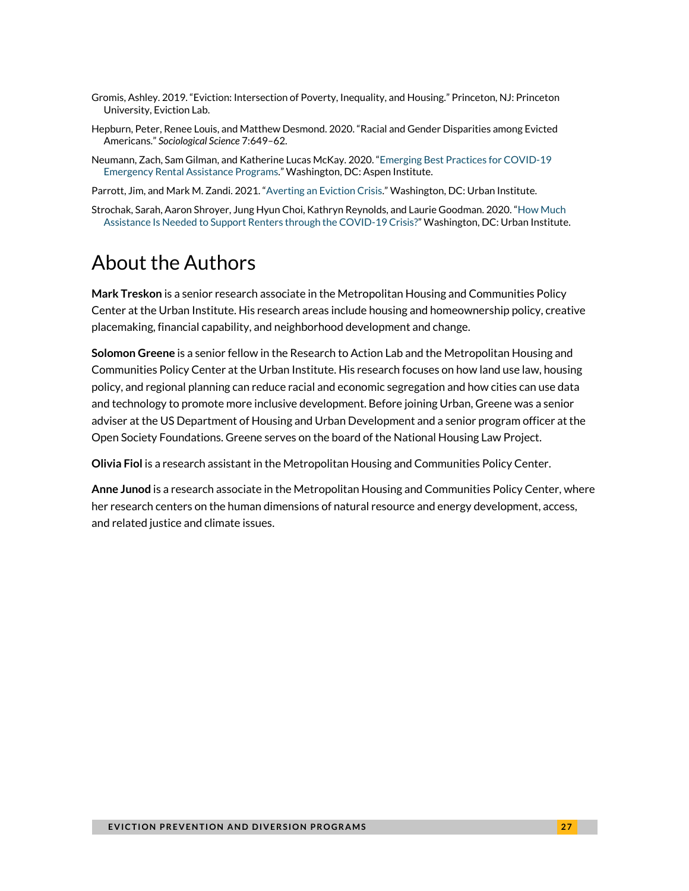Gromis, Ashley. 2019. "Eviction: Intersection of Poverty, Inequality, and Housing." Princeton, NJ: Princeton University, Eviction Lab.

Hepburn, Peter, Renee Louis, and Matthew Desmond. 2020. "Racial and Gender Disparities among Evicted Americans." *Sociological Science* 7:649–62.

Neumann, Zach, Sam Gilman, and Katherine Lucas McKay. 2020. "Emerging Best Practices for COVID-19 Emergency Rental Assistance Programs." Washington, DC: Aspen Institute.

Parrott, Jim, and Mark M. Zandi. 2021. "Averting an Eviction Crisis." Washington, DC: Urban Institute.

Strochak, Sarah, Aaron Shroyer, Jung Hyun Choi, Kathryn Reynolds, and Laurie Goodman. 2020. "How Much Assistance Is Needed to Support Renters through the COVID-19 Crisis?" Washington, DC: Urban Institute.

# About the Authors

**Mark Treskon** is a senior research associate in the Metropolitan Housing and Communities Policy Center at the Urban Institute. His research areas include housing and homeownership policy, creative placemaking, financial capability, and neighborhood development and change.

**Solomon Greene** is a senior fellow in the Research to Action Lab and the Metropolitan Housing and Communities Policy Center at the Urban Institute. His research focuses on how land use law, housing policy, and regional planning can reduce racial and economic segregation and how cities can use data and technology to promote more inclusive development. Before joining Urban, Greene was a senior adviser at the US Department of Housing and Urban Development and a senior program officer at the Open Society Foundations. Greene serves on the board of the National Housing Law Project.

**Olivia Fiol** is a research assistant in the Metropolitan Housing and Communities Policy Center.

**Anne Junod** is a research associate in the Metropolitan Housing and Communities Policy Center, where her research centers on the human dimensions of natural resource and energy development, access, and related justice and climate issues.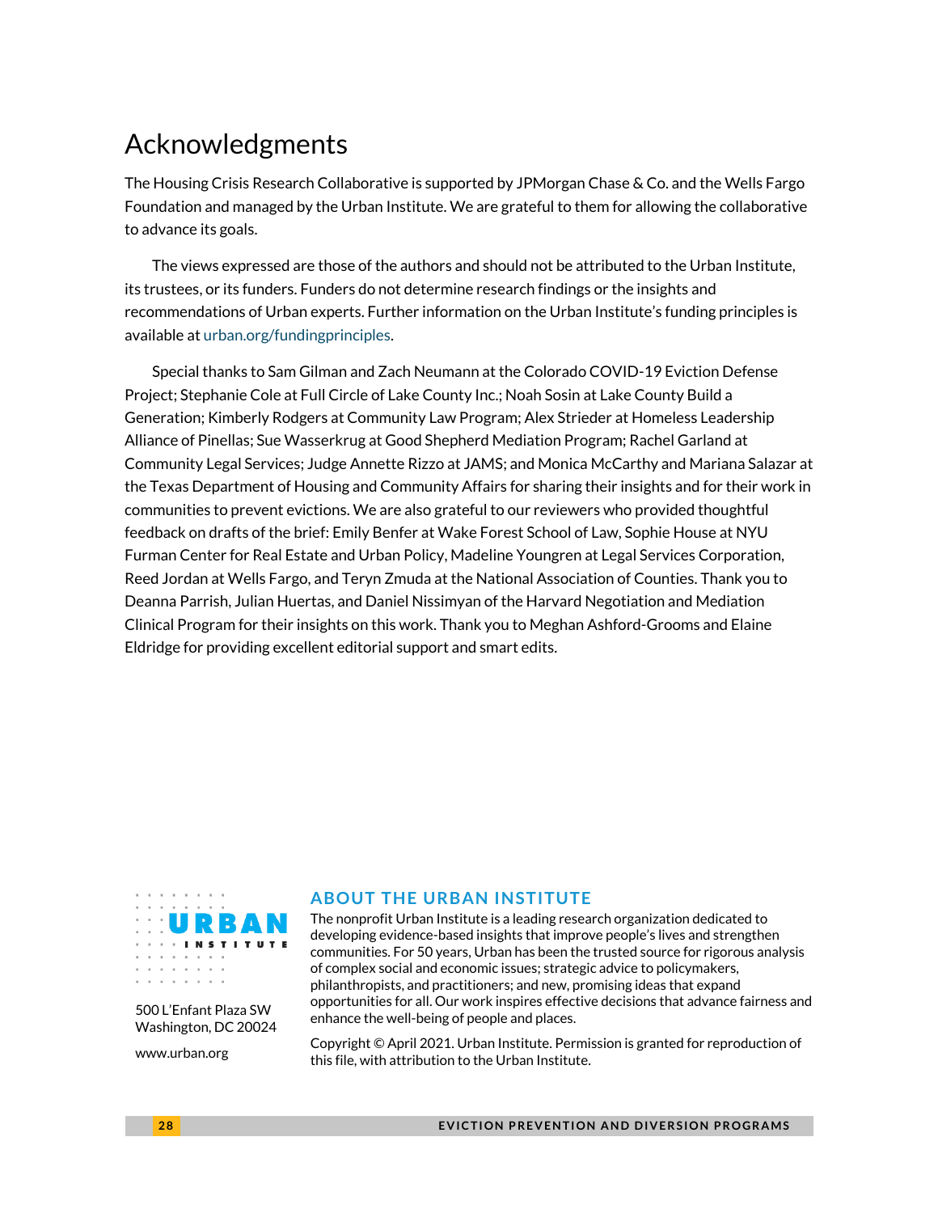# Acknowledgments

The Housing Crisis Research Collaborative is supported by JPMorgan Chase & Co. and the Wells Fargo Foundation and managed by the Urban Institute. We are grateful to them for allowing the collaborative to advance its goals.

The views expressed are those of the authors and should not be attributed to the Urban Institute, its trustees, or its funders. Funders do not determine research findings or the insights and recommendations of Urban experts. Further information on the Urban Institute's funding principles is available at urban.org/fundingprinciples.

Special thanks to Sam Gilman and Zach Neumann at the Colorado COVID-19 Eviction Defense Project; Stephanie Cole at Full Circle of Lake County Inc.; Noah Sosin at Lake County Build a Generation; Kimberly Rodgers at Community Law Program; Alex Strieder at Homeless Leadership Alliance of Pinellas; Sue Wasserkrug at Good Shepherd Mediation Program; Rachel Garland at Community Legal Services; Judge Annette Rizzo at JAMS; and Monica McCarthy and Mariana Salazar at the Texas Department of Housing and Community Affairs for sharing their insights and for their work in communities to prevent evictions. We are also grateful to our reviewers who provided thoughtful feedback on drafts of the brief: Emily Benfer at Wake Forest School of Law, Sophie House at NYU Furman Center for Real Estate and Urban Policy, Madeline Youngren at Legal Services Corporation, Reed Jordan at Wells Fargo, and Teryn Zmuda at the National Association of Counties. Thank you to Deanna Parrish, Julian Huertas, and Daniel Nissimyan of the Harvard Negotiation and Mediation Clinical Program for their insights on this work. Thank you to Meghan Ashford-Grooms and Elaine Eldridge for providing excellent editorial support and smart edits.

URBAN INSTITUTE

500 L'Enfant Plaza SW
Washington, DC 20024

www.urban.org

## ABOUT THE URBAN INSTITUTE

The nonprofit Urban Institute is a leading research organization dedicated to developing evidence-based insights that improve people's lives and strengthen communities. For 50 years, Urban has been the trusted source for rigorous analysis of complex social and economic issues; strategic advice to policymakers, philanthropists, and practitioners; and new, promising ideas that expand opportunities for all. Our work inspires effective decisions that advance fairness and enhance the well-being of people and places.

Copyright © April 2021. Urban Institute. Permission is granted for reproduction of this file, with attribution to the Urban Institute.